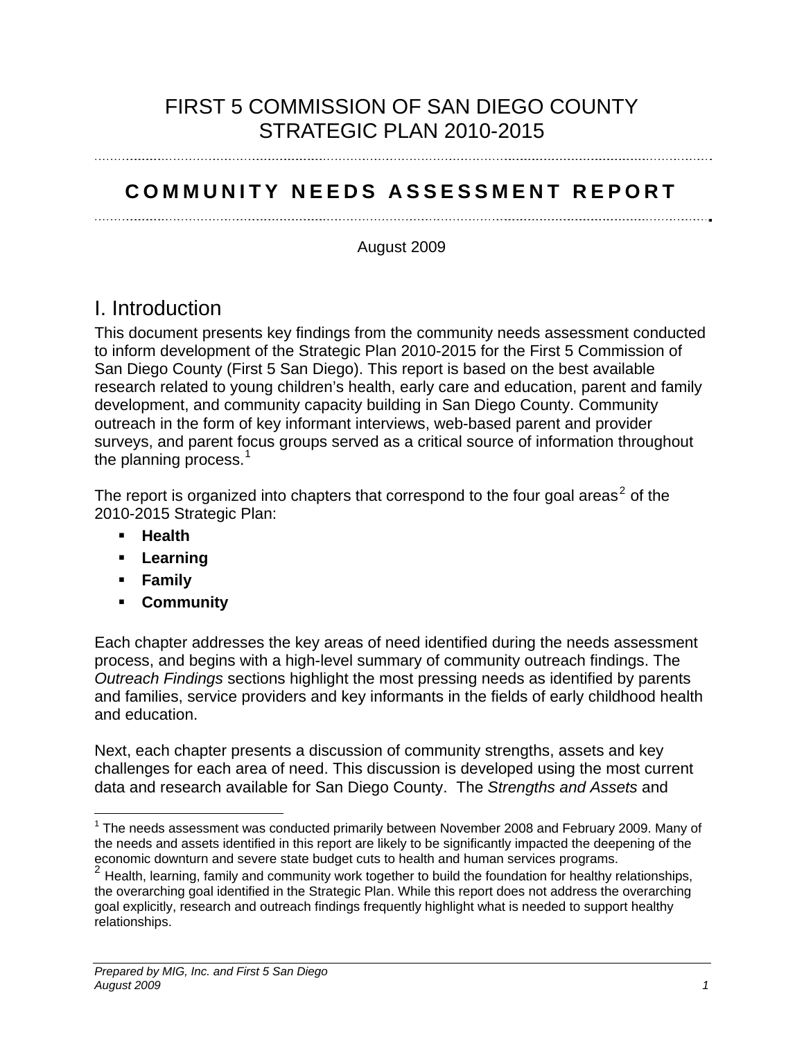# FIRST 5 COMMISSION OF SAN DIEGO COUNTY STRATEGIC PLAN 2010-2015

## COMMUNITY NEEDS ASSESSMENT REPORT

August 2009

## I. Introduction

This document presents key findings from the community needs assessment conducted to inform development of the Strategic Plan 2010-2015 for the First 5 Commission of San Diego County (First 5 San Diego). This report is based on the best available research related to young children's health, early care and education, parent and family development, and community capacity building in San Diego County. Community outreach in the form of key informant interviews, web-based parent and provider surveys, and parent focus groups served as a critical source of information throughout the planning process.[1]

The report is organized into chapters that correspond to the four goal areas[2] of the 2010-2015 Strategic Plan:

- **Health**
- **Learning**
- **Family**
- **Community**

Each chapter addresses the key areas of need identified during the needs assessment process, and begins with a high-level summary of community outreach findings. The *Outreach Findings* sections highlight the most pressing needs as identified by parents and families, service providers and key informants in the fields of early childhood health and education.

Next, each chapter presents a discussion of community strengths, assets and key challenges for each area of need. This discussion is developed using the most current data and research available for San Diego County. The *Strengths and Assets* and

---

[1] The needs assessment was conducted primarily between November 2008 and February 2009. Many of the needs and assets identified in this report are likely to be significantly impacted the deepening of the economic downturn and severe state budget cuts to health and human services programs.

[2] Health, learning, family and community work together to build the foundation for healthy relationships, the overarching goal identified in the Strategic Plan. While this report does not address the overarching goal explicitly, research and outreach findings frequently highlight what is needed to support healthy relationships.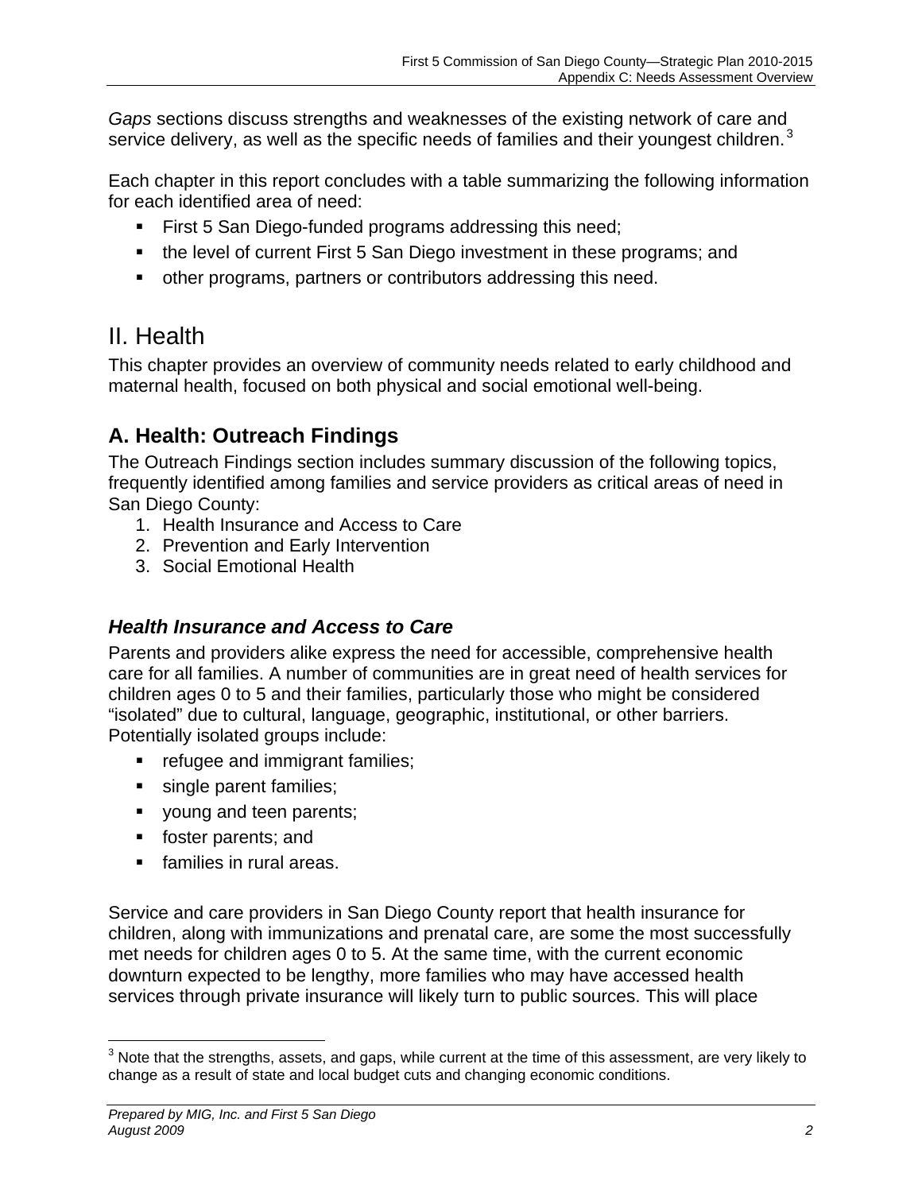*Gaps* sections discuss strengths and weaknesses of the existing network of care and service delivery, as well as the specific needs of families and their youngest children.[3]

Each chapter in this report concludes with a table summarizing the following information for each identified area of need:

- First 5 San Diego-funded programs addressing this need;
- the level of current First 5 San Diego investment in these programs; and
- other programs, partners or contributors addressing this need.

# II. Health

This chapter provides an overview of community needs related to early childhood and maternal health, focused on both physical and social emotional well-being.

## A. Health: Outreach Findings

The Outreach Findings section includes summary discussion of the following topics, frequently identified among families and service providers as critical areas of need in San Diego County:

1. Health Insurance and Access to Care
2. Prevention and Early Intervention
3. Social Emotional Health

### *Health Insurance and Access to Care*

Parents and providers alike express the need for accessible, comprehensive health care for all families. A number of communities are in great need of health services for children ages 0 to 5 and their families, particularly those who might be considered "isolated" due to cultural, language, geographic, institutional, or other barriers. Potentially isolated groups include:

- refugee and immigrant families;
- single parent families;
- young and teen parents;
- foster parents; and
- families in rural areas.

Service and care providers in San Diego County report that health insurance for children, along with immunizations and prenatal care, are some the most successfully met needs for children ages 0 to 5. At the same time, with the current economic downturn expected to be lengthy, more families who may have accessed health services through private insurance will likely turn to public sources. This will place

---

[3] Note that the strengths, assets, and gaps, while current at the time of this assessment, are very likely to change as a result of state and local budget cuts and changing economic conditions.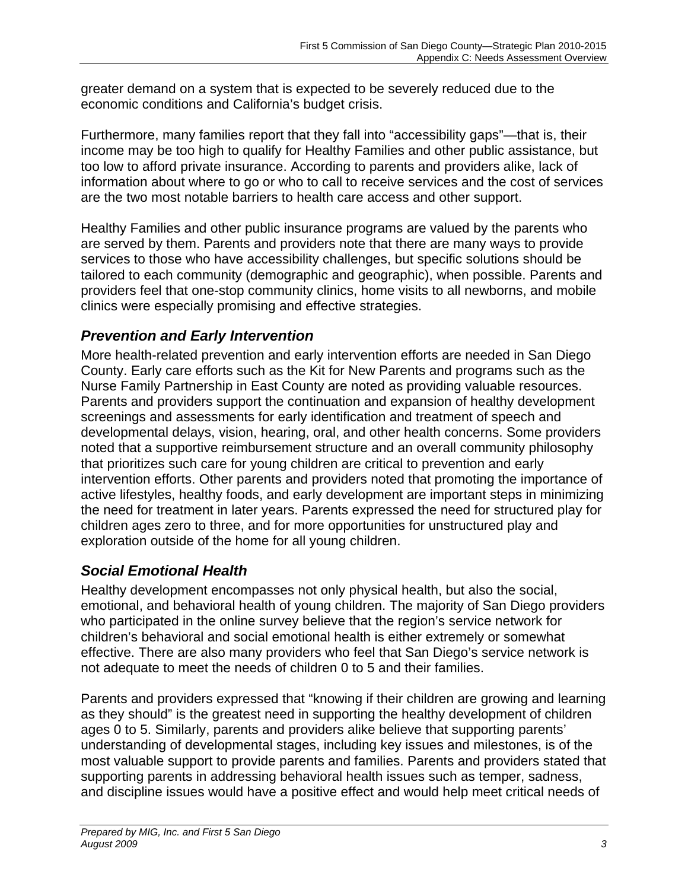greater demand on a system that is expected to be severely reduced due to the economic conditions and California's budget crisis.

Furthermore, many families report that they fall into "accessibility gaps"—that is, their income may be too high to qualify for Healthy Families and other public assistance, but too low to afford private insurance. According to parents and providers alike, lack of information about where to go or who to call to receive services and the cost of services are the two most notable barriers to health care access and other support.

Healthy Families and other public insurance programs are valued by the parents who are served by them. Parents and providers note that there are many ways to provide services to those who have accessibility challenges, but specific solutions should be tailored to each community (demographic and geographic), when possible. Parents and providers feel that one-stop community clinics, home visits to all newborns, and mobile clinics were especially promising and effective strategies.

### *Prevention and Early Intervention*

More health-related prevention and early intervention efforts are needed in San Diego County. Early care efforts such as the Kit for New Parents and programs such as the Nurse Family Partnership in East County are noted as providing valuable resources. Parents and providers support the continuation and expansion of healthy development screenings and assessments for early identification and treatment of speech and developmental delays, vision, hearing, oral, and other health concerns. Some providers noted that a supportive reimbursement structure and an overall community philosophy that prioritizes such care for young children are critical to prevention and early intervention efforts. Other parents and providers noted that promoting the importance of active lifestyles, healthy foods, and early development are important steps in minimizing the need for treatment in later years. Parents expressed the need for structured play for children ages zero to three, and for more opportunities for unstructured play and exploration outside of the home for all young children.

### *Social Emotional Health*

Healthy development encompasses not only physical health, but also the social, emotional, and behavioral health of young children. The majority of San Diego providers who participated in the online survey believe that the region's service network for children's behavioral and social emotional health is either extremely or somewhat effective. There are also many providers who feel that San Diego's service network is not adequate to meet the needs of children 0 to 5 and their families.

Parents and providers expressed that "knowing if their children are growing and learning as they should" is the greatest need in supporting the healthy development of children ages 0 to 5. Similarly, parents and providers alike believe that supporting parents' understanding of developmental stages, including key issues and milestones, is of the most valuable support to provide parents and families. Parents and providers stated that supporting parents in addressing behavioral health issues such as temper, sadness, and discipline issues would have a positive effect and would help meet critical needs of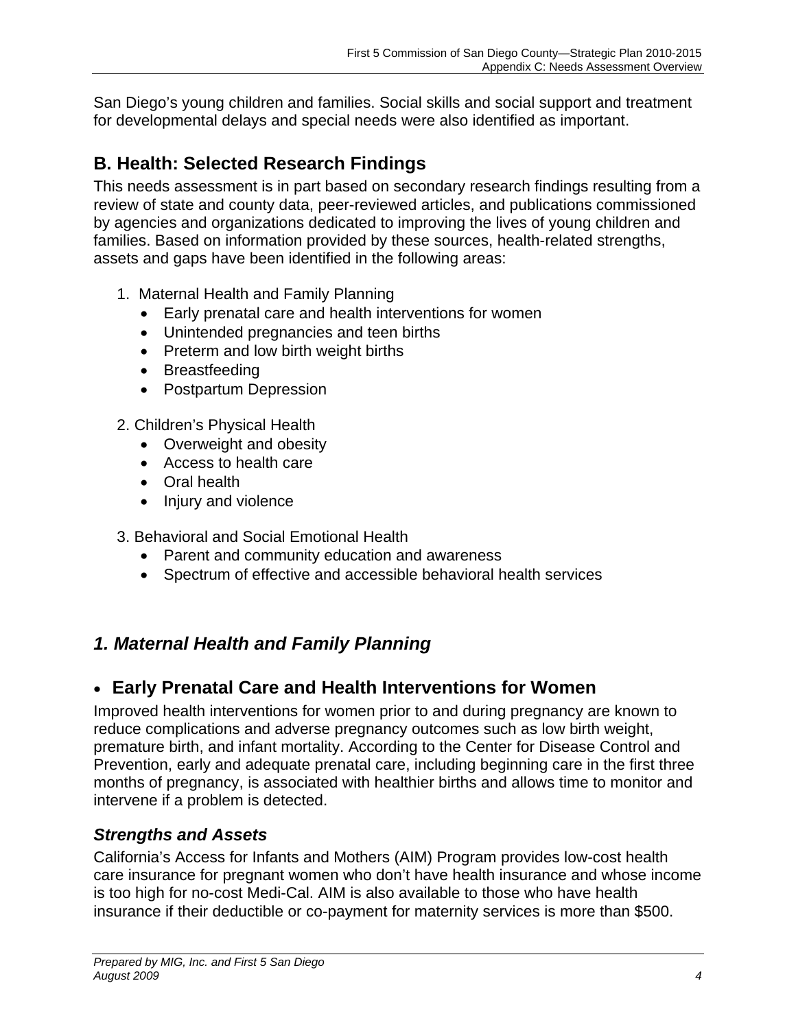San Diego's young children and families. Social skills and social support and treatment for developmental delays and special needs were also identified as important.

## B. Health: Selected Research Findings

This needs assessment is in part based on secondary research findings resulting from a review of state and county data, peer-reviewed articles, and publications commissioned by agencies and organizations dedicated to improving the lives of young children and families. Based on information provided by these sources, health-related strengths, assets and gaps have been identified in the following areas:

1. Maternal Health and Family Planning
   - Early prenatal care and health interventions for women
   - Unintended pregnancies and teen births
   - Preterm and low birth weight births
   - Breastfeeding
   - Postpartum Depression

2. Children's Physical Health
   - Overweight and obesity
   - Access to health care
   - Oral health
   - Injury and violence

3. Behavioral and Social Emotional Health
   - Parent and community education and awareness
   - Spectrum of effective and accessible behavioral health services

## *1. Maternal Health and Family Planning*

### • Early Prenatal Care and Health Interventions for Women

Improved health interventions for women prior to and during pregnancy are known to reduce complications and adverse pregnancy outcomes such as low birth weight, premature birth, and infant mortality. According to the Center for Disease Control and Prevention, early and adequate prenatal care, including beginning care in the first three months of pregnancy, is associated with healthier births and allows time to monitor and intervene if a problem is detected.

### *Strengths and Assets*

California's Access for Infants and Mothers (AIM) Program provides low-cost health care insurance for pregnant women who don't have health insurance and whose income is too high for no-cost Medi-Cal. AIM is also available to those who have health insurance if their deductible or co-payment for maternity services is more than $500.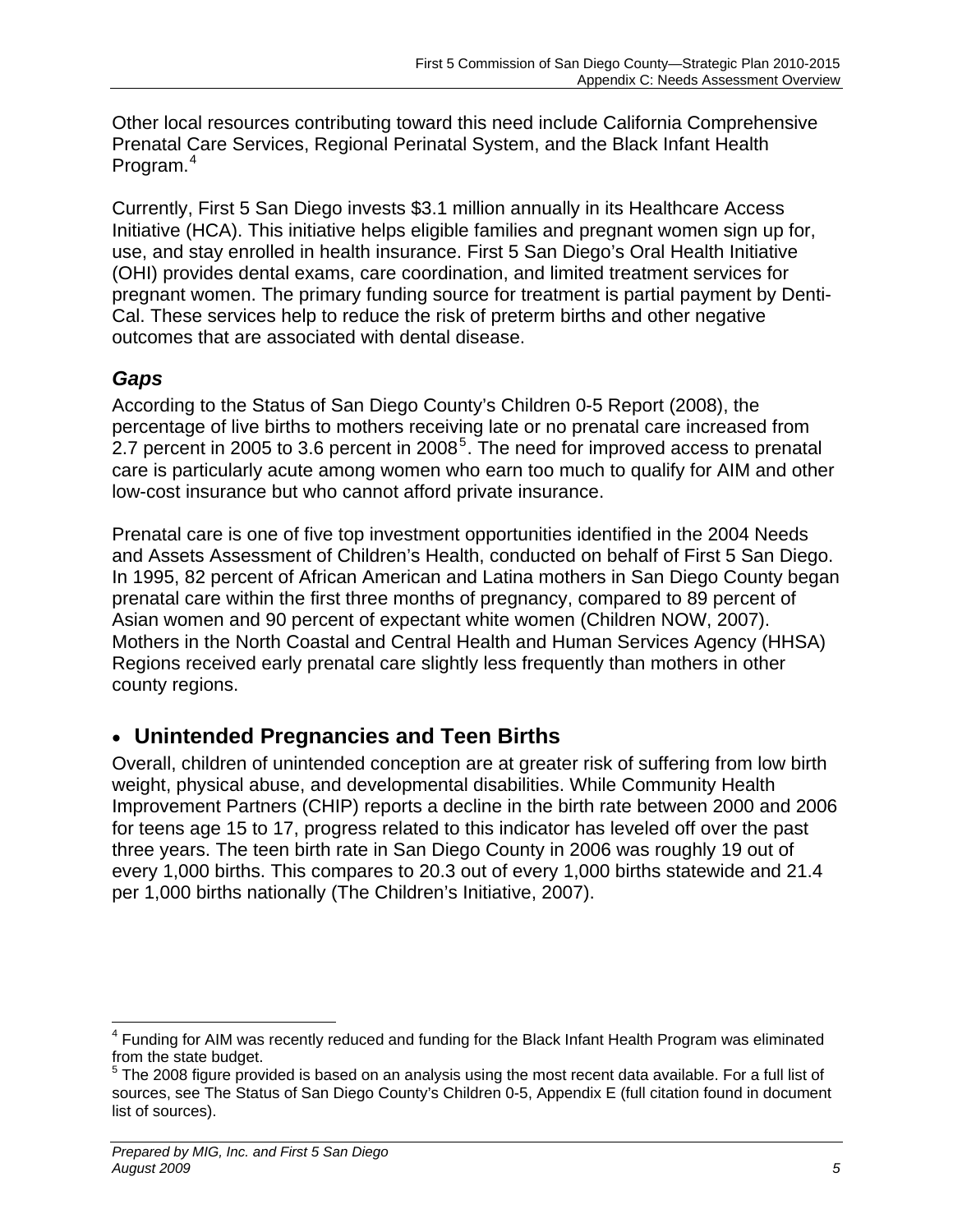Other local resources contributing toward this need include California Comprehensive Prenatal Care Services, Regional Perinatal System, and the Black Infant Health Program.[4]

Currently, First 5 San Diego invests $3.1 million annually in its Healthcare Access Initiative (HCA). This initiative helps eligible families and pregnant women sign up for, use, and stay enrolled in health insurance. First 5 San Diego's Oral Health Initiative (OHI) provides dental exams, care coordination, and limited treatment services for pregnant women. The primary funding source for treatment is partial payment by Denti-Cal. These services help to reduce the risk of preterm births and other negative outcomes that are associated with dental disease.

### *Gaps*

According to the Status of San Diego County's Children 0-5 Report (2008), the percentage of live births to mothers receiving late or no prenatal care increased from 2.7 percent in 2005 to 3.6 percent in 2008[5]. The need for improved access to prenatal care is particularly acute among women who earn too much to qualify for AIM and other low-cost insurance but who cannot afford private insurance.

Prenatal care is one of five top investment opportunities identified in the 2004 Needs and Assets Assessment of Children's Health, conducted on behalf of First 5 San Diego. In 1995, 82 percent of African American and Latina mothers in San Diego County began prenatal care within the first three months of pregnancy, compared to 89 percent of Asian women and 90 percent of expectant white women (Children NOW, 2007). Mothers in the North Coastal and Central Health and Human Services Agency (HHSA) Regions received early prenatal care slightly less frequently than mothers in other county regions.

## • Unintended Pregnancies and Teen Births

Overall, children of unintended conception are at greater risk of suffering from low birth weight, physical abuse, and developmental disabilities. While Community Health Improvement Partners (CHIP) reports a decline in the birth rate between 2000 and 2006 for teens age 15 to 17, progress related to this indicator has leveled off over the past three years. The teen birth rate in San Diego County in 2006 was roughly 19 out of every 1,000 births. This compares to 20.3 out of every 1,000 births statewide and 21.4 per 1,000 births nationally (The Children's Initiative, 2007).

---

[4] Funding for AIM was recently reduced and funding for the Black Infant Health Program was eliminated from the state budget.

[5] The 2008 figure provided is based on an analysis using the most recent data available. For a full list of sources, see The Status of San Diego County's Children 0-5, Appendix E (full citation found in document list of sources).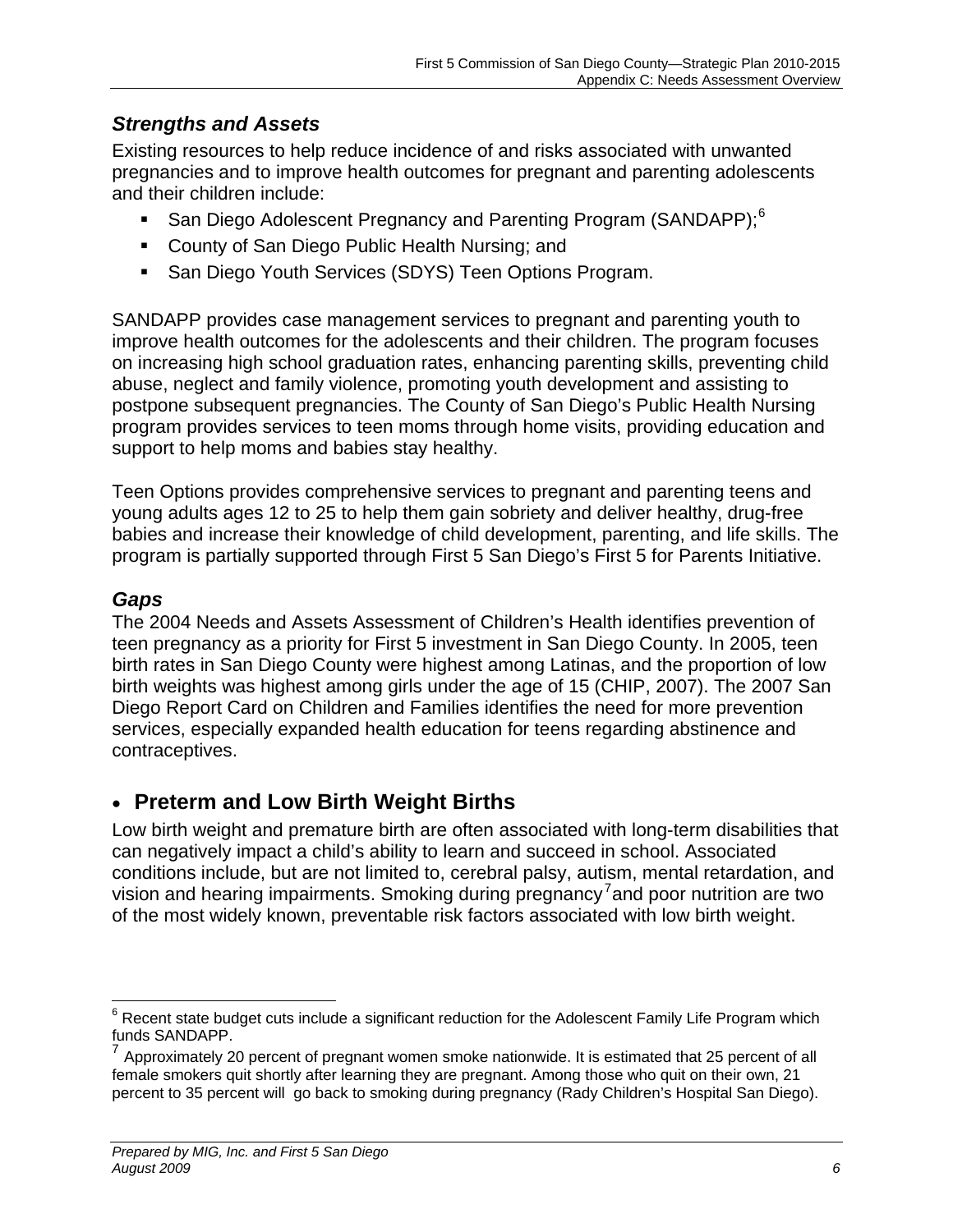### *Strengths and Assets*

Existing resources to help reduce incidence of and risks associated with unwanted pregnancies and to improve health outcomes for pregnant and parenting adolescents and their children include:

- San Diego Adolescent Pregnancy and Parenting Program (SANDAPP);[6]
- County of San Diego Public Health Nursing; and
- San Diego Youth Services (SDYS) Teen Options Program.

SANDAPP provides case management services to pregnant and parenting youth to improve health outcomes for the adolescents and their children. The program focuses on increasing high school graduation rates, enhancing parenting skills, preventing child abuse, neglect and family violence, promoting youth development and assisting to postpone subsequent pregnancies. The County of San Diego's Public Health Nursing program provides services to teen moms through home visits, providing education and support to help moms and babies stay healthy.

Teen Options provides comprehensive services to pregnant and parenting teens and young adults ages 12 to 25 to help them gain sobriety and deliver healthy, drug-free babies and increase their knowledge of child development, parenting, and life skills. The program is partially supported through First 5 San Diego's First 5 for Parents Initiative.

### *Gaps*

The 2004 Needs and Assets Assessment of Children's Health identifies prevention of teen pregnancy as a priority for First 5 investment in San Diego County. In 2005, teen birth rates in San Diego County were highest among Latinas, and the proportion of low birth weights was highest among girls under the age of 15 (CHIP, 2007). The 2007 San Diego Report Card on Children and Families identifies the need for more prevention services, especially expanded health education for teens regarding abstinence and contraceptives.

## • Preterm and Low Birth Weight Births

Low birth weight and premature birth are often associated with long-term disabilities that can negatively impact a child's ability to learn and succeed in school. Associated conditions include, but are not limited to, cerebral palsy, autism, mental retardation, and vision and hearing impairments. Smoking during pregnancy[7] and poor nutrition are two of the most widely known, preventable risk factors associated with low birth weight.

---

[6] Recent state budget cuts include a significant reduction for the Adolescent Family Life Program which funds SANDAPP.

[7] Approximately 20 percent of pregnant women smoke nationwide. It is estimated that 25 percent of all female smokers quit shortly after learning they are pregnant. Among those who quit on their own, 21 percent to 35 percent will go back to smoking during pregnancy (Rady Children's Hospital San Diego).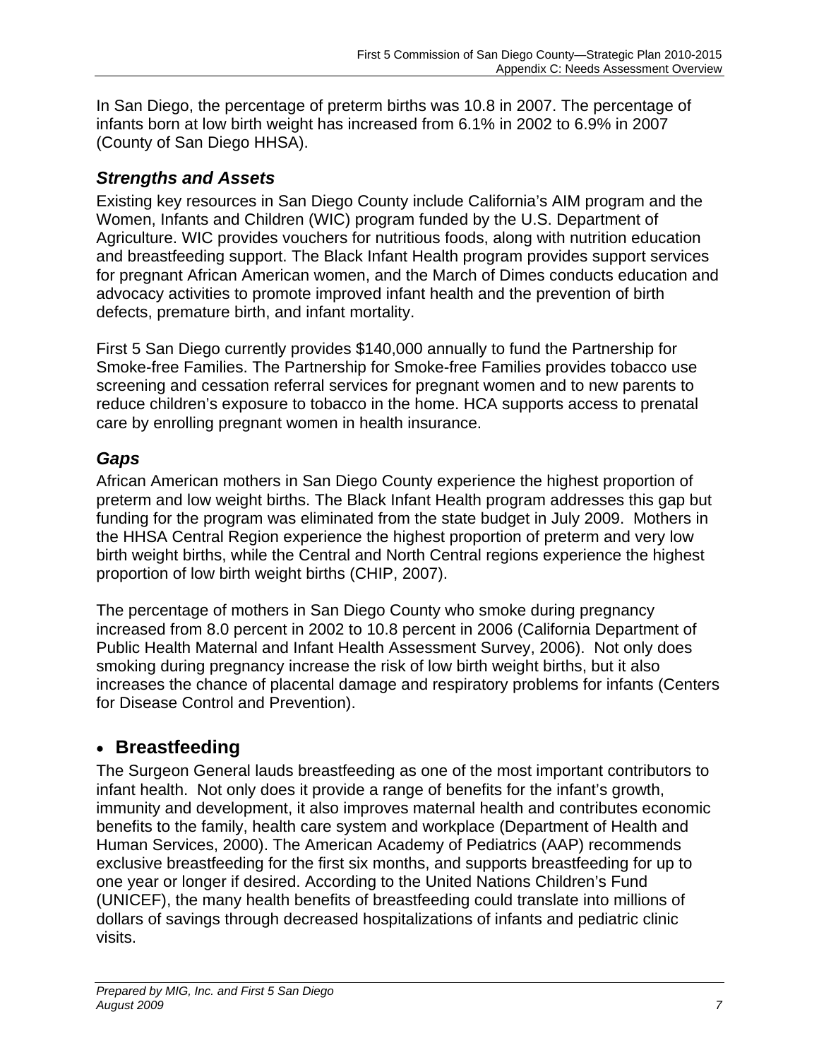In San Diego, the percentage of preterm births was 10.8 in 2007. The percentage of infants born at low birth weight has increased from 6.1% in 2002 to 6.9% in 2007 (County of San Diego HHSA).

### *Strengths and Assets*

Existing key resources in San Diego County include California's AIM program and the Women, Infants and Children (WIC) program funded by the U.S. Department of Agriculture. WIC provides vouchers for nutritious foods, along with nutrition education and breastfeeding support. The Black Infant Health program provides support services for pregnant African American women, and the March of Dimes conducts education and advocacy activities to promote improved infant health and the prevention of birth defects, premature birth, and infant mortality.

First 5 San Diego currently provides $140,000 annually to fund the Partnership for Smoke-free Families. The Partnership for Smoke-free Families provides tobacco use screening and cessation referral services for pregnant women and to new parents to reduce children's exposure to tobacco in the home. HCA supports access to prenatal care by enrolling pregnant women in health insurance.

### *Gaps*

African American mothers in San Diego County experience the highest proportion of preterm and low weight births. The Black Infant Health program addresses this gap but funding for the program was eliminated from the state budget in July 2009. Mothers in the HHSA Central Region experience the highest proportion of preterm and very low birth weight births, while the Central and North Central regions experience the highest proportion of low birth weight births (CHIP, 2007).

The percentage of mothers in San Diego County who smoke during pregnancy increased from 8.0 percent in 2002 to 10.8 percent in 2006 (California Department of Public Health Maternal and Infant Health Assessment Survey, 2006). Not only does smoking during pregnancy increase the risk of low birth weight births, but it also increases the chance of placental damage and respiratory problems for infants (Centers for Disease Control and Prevention).

## • Breastfeeding

The Surgeon General lauds breastfeeding as one of the most important contributors to infant health. Not only does it provide a range of benefits for the infant's growth, immunity and development, it also improves maternal health and contributes economic benefits to the family, health care system and workplace (Department of Health and Human Services, 2000). The American Academy of Pediatrics (AAP) recommends exclusive breastfeeding for the first six months, and supports breastfeeding for up to one year or longer if desired. According to the United Nations Children's Fund (UNICEF), the many health benefits of breastfeeding could translate into millions of dollars of savings through decreased hospitalizations of infants and pediatric clinic visits.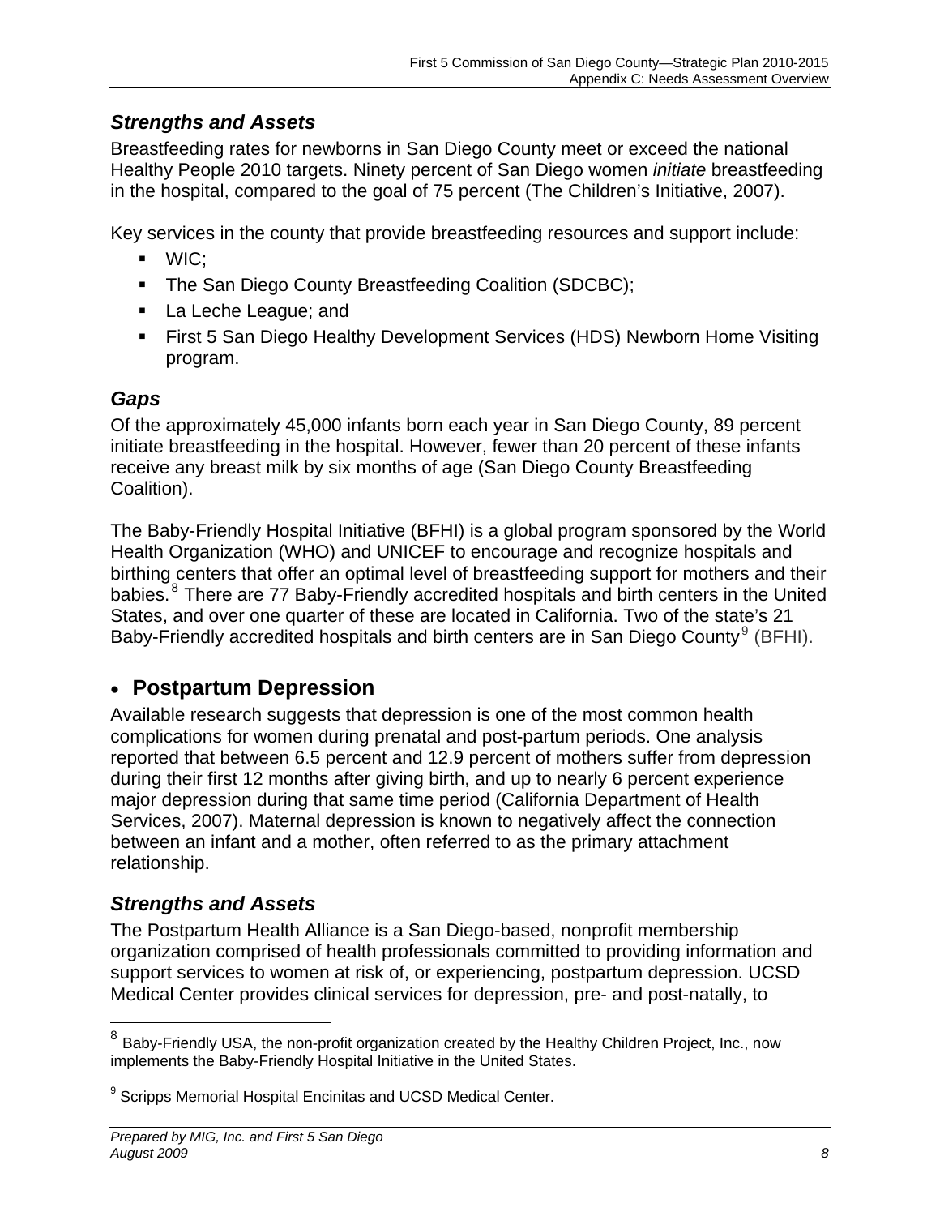### *Strengths and Assets*

Breastfeeding rates for newborns in San Diego County meet or exceed the national Healthy People 2010 targets. Ninety percent of San Diego women *initiate* breastfeeding in the hospital, compared to the goal of 75 percent (The Children's Initiative, 2007).

Key services in the county that provide breastfeeding resources and support include:

- WIC;
- The San Diego County Breastfeeding Coalition (SDCBC);
- La Leche League; and
- First 5 San Diego Healthy Development Services (HDS) Newborn Home Visiting program.

### *Gaps*

Of the approximately 45,000 infants born each year in San Diego County, 89 percent initiate breastfeeding in the hospital. However, fewer than 20 percent of these infants receive any breast milk by six months of age (San Diego County Breastfeeding Coalition).

The Baby-Friendly Hospital Initiative (BFHI) is a global program sponsored by the World Health Organization (WHO) and UNICEF to encourage and recognize hospitals and birthing centers that offer an optimal level of breastfeeding support for mothers and their babies.[8] There are 77 Baby-Friendly accredited hospitals and birth centers in the United States, and over one quarter of these are located in California. Two of the state's 21 Baby-Friendly accredited hospitals and birth centers are in San Diego County[9] (BFHI).

## • Postpartum Depression

Available research suggests that depression is one of the most common health complications for women during prenatal and post-partum periods. One analysis reported that between 6.5 percent and 12.9 percent of mothers suffer from depression during their first 12 months after giving birth, and up to nearly 6 percent experience major depression during that same time period (California Department of Health Services, 2007). Maternal depression is known to negatively affect the connection between an infant and a mother, often referred to as the primary attachment relationship.

### *Strengths and Assets*

The Postpartum Health Alliance is a San Diego-based, nonprofit membership organization comprised of health professionals committed to providing information and support services to women at risk of, or experiencing, postpartum depression. UCSD Medical Center provides clinical services for depression, pre- and post-natally, to

---

[8] Baby-Friendly USA, the non-profit organization created by the Healthy Children Project, Inc., now implements the Baby-Friendly Hospital Initiative in the United States.

[9] Scripps Memorial Hospital Encinitas and UCSD Medical Center.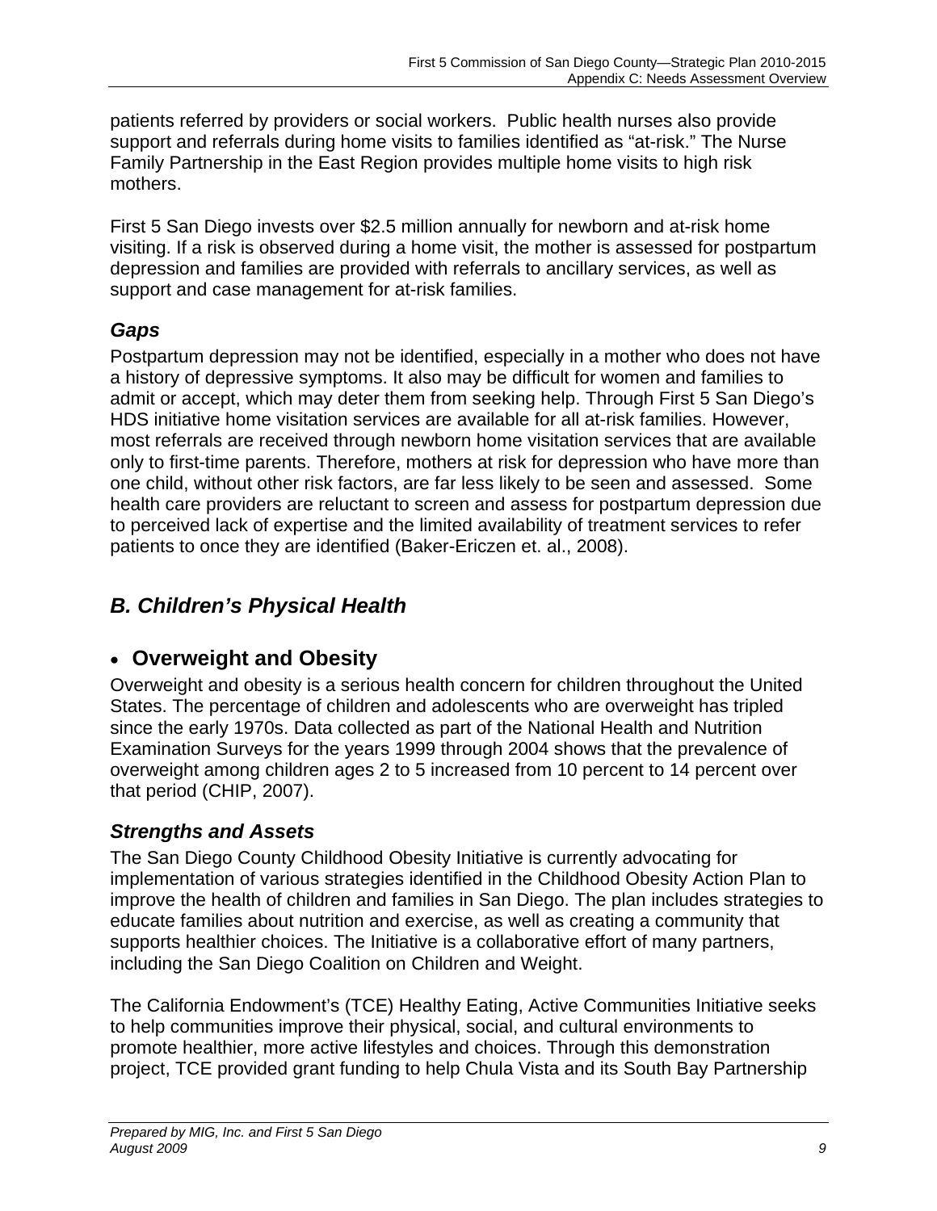patients referred by providers or social workers. Public health nurses also provide support and referrals during home visits to families identified as "at-risk." The Nurse Family Partnership in the East Region provides multiple home visits to high risk mothers.

First 5 San Diego invests over $2.5 million annually for newborn and at-risk home visiting. If a risk is observed during a home visit, the mother is assessed for postpartum depression and families are provided with referrals to ancillary services, as well as support and case management for at-risk families.

### *Gaps*

Postpartum depression may not be identified, especially in a mother who does not have a history of depressive symptoms. It also may be difficult for women and families to admit or accept, which may deter them from seeking help. Through First 5 San Diego's HDS initiative home visitation services are available for all at-risk families. However, most referrals are received through newborn home visitation services that are available only to first-time parents. Therefore, mothers at risk for depression who have more than one child, without other risk factors, are far less likely to be seen and assessed. Some health care providers are reluctant to screen and assess for postpartum depression due to perceived lack of expertise and the limited availability of treatment services to refer patients to once they are identified (Baker-Ericzen et. al., 2008).

## *B. Children's Physical Health*

- **Overweight and Obesity**

Overweight and obesity is a serious health concern for children throughout the United States. The percentage of children and adolescents who are overweight has tripled since the early 1970s. Data collected as part of the National Health and Nutrition Examination Surveys for the years 1999 through 2004 shows that the prevalence of overweight among children ages 2 to 5 increased from 10 percent to 14 percent over that period (CHIP, 2007).

### *Strengths and Assets*

The San Diego County Childhood Obesity Initiative is currently advocating for implementation of various strategies identified in the Childhood Obesity Action Plan to improve the health of children and families in San Diego. The plan includes strategies to educate families about nutrition and exercise, as well as creating a community that supports healthier choices. The Initiative is a collaborative effort of many partners, including the San Diego Coalition on Children and Weight.

The California Endowment's (TCE) Healthy Eating, Active Communities Initiative seeks to help communities improve their physical, social, and cultural environments to promote healthier, more active lifestyles and choices. Through this demonstration project, TCE provided grant funding to help Chula Vista and its South Bay Partnership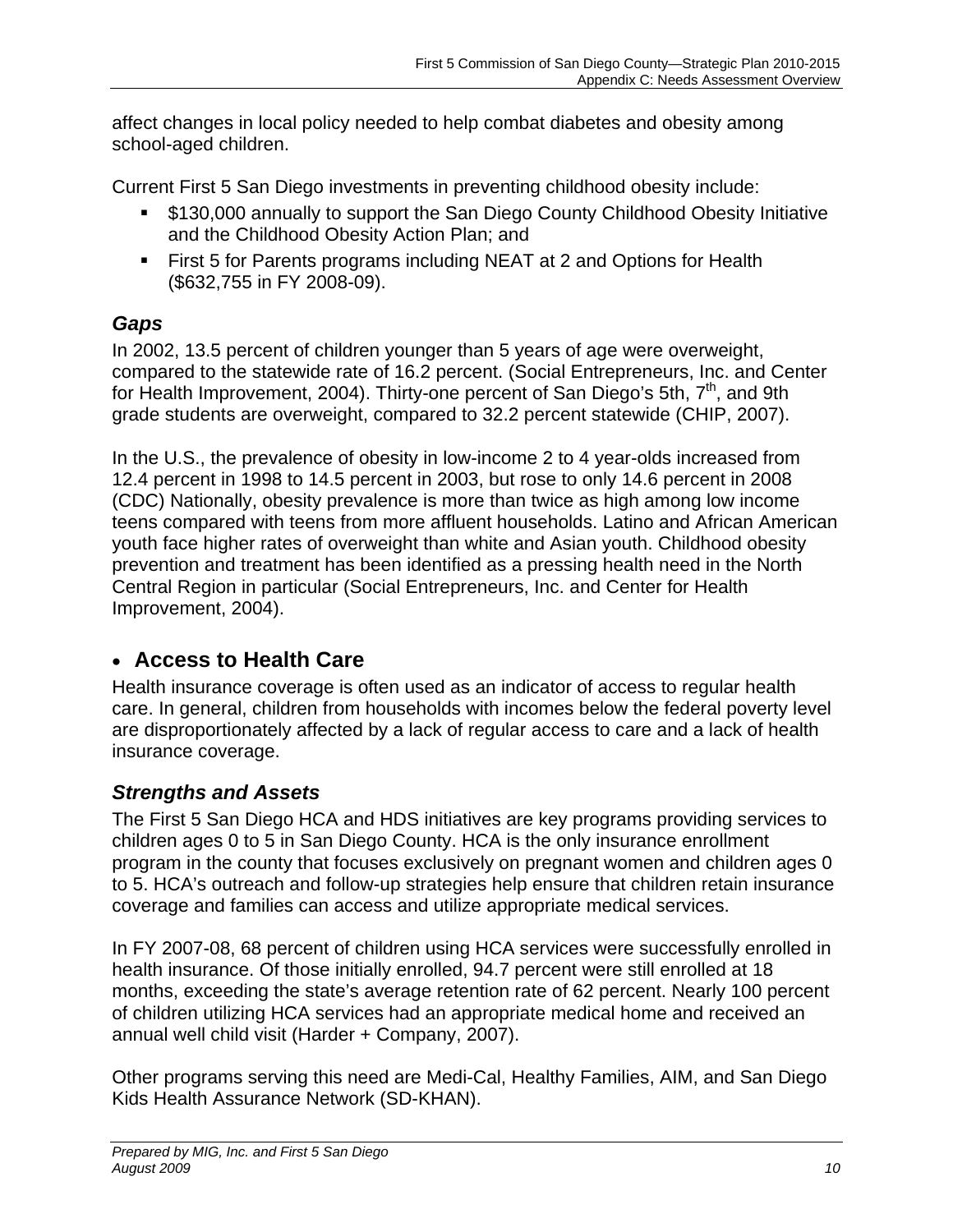affect changes in local policy needed to help combat diabetes and obesity among school-aged children.

Current First 5 San Diego investments in preventing childhood obesity include:

- $130,000 annually to support the San Diego County Childhood Obesity Initiative and the Childhood Obesity Action Plan; and
- First 5 for Parents programs including NEAT at 2 and Options for Health ($632,755 in FY 2008-09).

### *Gaps*

In 2002, 13.5 percent of children younger than 5 years of age were overweight, compared to the statewide rate of 16.2 percent. (Social Entrepreneurs, Inc. and Center for Health Improvement, 2004). Thirty-one percent of San Diego's 5th, 7th, and 9th grade students are overweight, compared to 32.2 percent statewide (CHIP, 2007).

In the U.S., the prevalence of obesity in low-income 2 to 4 year-olds increased from 12.4 percent in 1998 to 14.5 percent in 2003, but rose to only 14.6 percent in 2008 (CDC) Nationally, obesity prevalence is more than twice as high among low income teens compared with teens from more affluent households. Latino and African American youth face higher rates of overweight than white and Asian youth. Childhood obesity prevention and treatment has been identified as a pressing health need in the North Central Region in particular (Social Entrepreneurs, Inc. and Center for Health Improvement, 2004).

## • Access to Health Care

Health insurance coverage is often used as an indicator of access to regular health care. In general, children from households with incomes below the federal poverty level are disproportionately affected by a lack of regular access to care and a lack of health insurance coverage.

### *Strengths and Assets*

The First 5 San Diego HCA and HDS initiatives are key programs providing services to children ages 0 to 5 in San Diego County. HCA is the only insurance enrollment program in the county that focuses exclusively on pregnant women and children ages 0 to 5. HCA's outreach and follow-up strategies help ensure that children retain insurance coverage and families can access and utilize appropriate medical services.

In FY 2007-08, 68 percent of children using HCA services were successfully enrolled in health insurance. Of those initially enrolled, 94.7 percent were still enrolled at 18 months, exceeding the state's average retention rate of 62 percent. Nearly 100 percent of children utilizing HCA services had an appropriate medical home and received an annual well child visit (Harder + Company, 2007).

Other programs serving this need are Medi-Cal, Healthy Families, AIM, and San Diego Kids Health Assurance Network (SD-KHAN).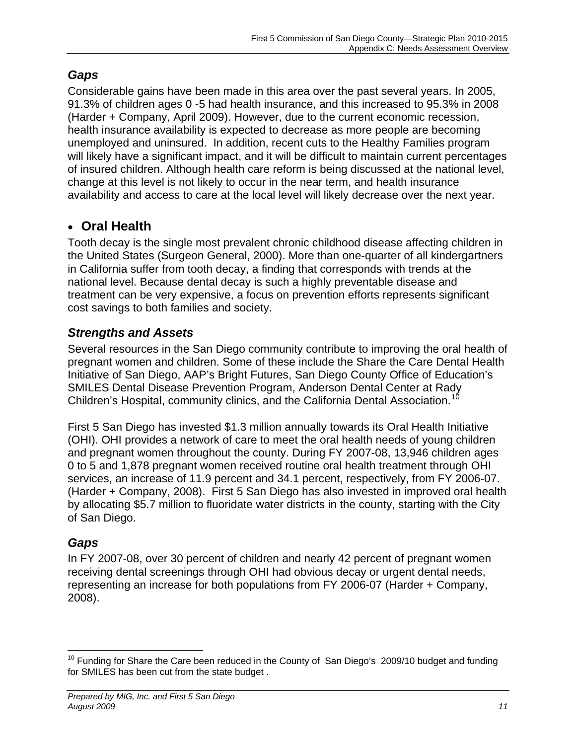### *Gaps*

Considerable gains have been made in this area over the past several years. In 2005, 91.3% of children ages 0 -5 had health insurance, and this increased to 95.3% in 2008 (Harder + Company, April 2009). However, due to the current economic recession, health insurance availability is expected to decrease as more people are becoming unemployed and uninsured. In addition, recent cuts to the Healthy Families program will likely have a significant impact, and it will be difficult to maintain current percentages of insured children. Although health care reform is being discussed at the national level, change at this level is not likely to occur in the near term, and health insurance availability and access to care at the local level will likely decrease over the next year.

## • Oral Health

Tooth decay is the single most prevalent chronic childhood disease affecting children in the United States (Surgeon General, 2000). More than one-quarter of all kindergartners in California suffer from tooth decay, a finding that corresponds with trends at the national level. Because dental decay is such a highly preventable disease and treatment can be very expensive, a focus on prevention efforts represents significant cost savings to both families and society.

### *Strengths and Assets*

Several resources in the San Diego community contribute to improving the oral health of pregnant women and children. Some of these include the Share the Care Dental Health Initiative of San Diego, AAP's Bright Futures, San Diego County Office of Education's SMILES Dental Disease Prevention Program, Anderson Dental Center at Rady Children's Hospital, community clinics, and the California Dental Association.[10]

First 5 San Diego has invested $1.3 million annually towards its Oral Health Initiative (OHI). OHI provides a network of care to meet the oral health needs of young children and pregnant women throughout the county. During FY 2007-08, 13,946 children ages 0 to 5 and 1,878 pregnant women received routine oral health treatment through OHI services, an increase of 11.9 percent and 34.1 percent, respectively, from FY 2006-07. (Harder + Company, 2008). First 5 San Diego has also invested in improved oral health by allocating $5.7 million to fluoridate water districts in the county, starting with the City of San Diego.

### *Gaps*

In FY 2007-08, over 30 percent of children and nearly 42 percent of pregnant women receiving dental screenings through OHI had obvious decay or urgent dental needs, representing an increase for both populations from FY 2006-07 (Harder + Company, 2008).

---

[10] Funding for Share the Care been reduced in the County of San Diego's 2009/10 budget and funding for SMILES has been cut from the state budget .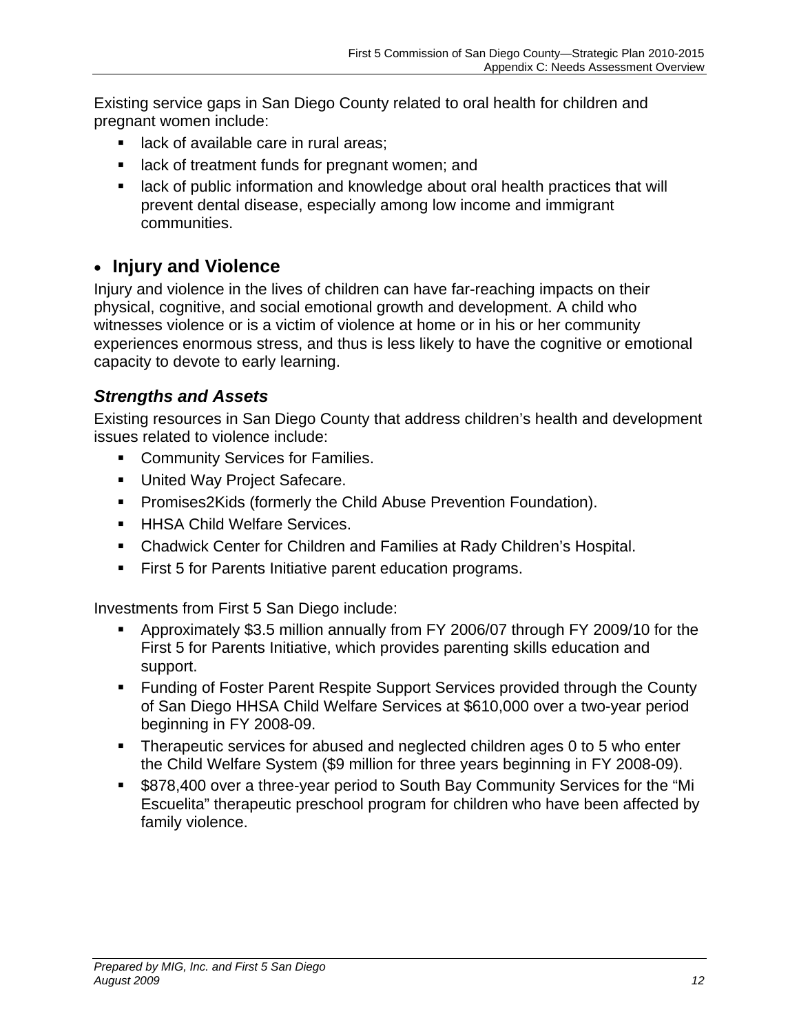Existing service gaps in San Diego County related to oral health for children and pregnant women include:

- lack of available care in rural areas;
- lack of treatment funds for pregnant women; and
- lack of public information and knowledge about oral health practices that will prevent dental disease, especially among low income and immigrant communities.

## Injury and Violence

Injury and violence in the lives of children can have far-reaching impacts on their physical, cognitive, and social emotional growth and development. A child who witnesses violence or is a victim of violence at home or in his or her community experiences enormous stress, and thus is less likely to have the cognitive or emotional capacity to devote to early learning.

### *Strengths and Assets*

Existing resources in San Diego County that address children's health and development issues related to violence include:

- Community Services for Families.
- United Way Project Safecare.
- Promises2Kids (formerly the Child Abuse Prevention Foundation).
- HHSA Child Welfare Services.
- Chadwick Center for Children and Families at Rady Children's Hospital.
- First 5 for Parents Initiative parent education programs.

Investments from First 5 San Diego include:

- Approximately $3.5 million annually from FY 2006/07 through FY 2009/10 for the First 5 for Parents Initiative, which provides parenting skills education and support.
- Funding of Foster Parent Respite Support Services provided through the County of San Diego HHSA Child Welfare Services at $610,000 over a two-year period beginning in FY 2008-09.
- Therapeutic services for abused and neglected children ages 0 to 5 who enter the Child Welfare System ($9 million for three years beginning in FY 2008-09).
- $878,400 over a three-year period to South Bay Community Services for the "Mi Escuelita" therapeutic preschool program for children who have been affected by family violence.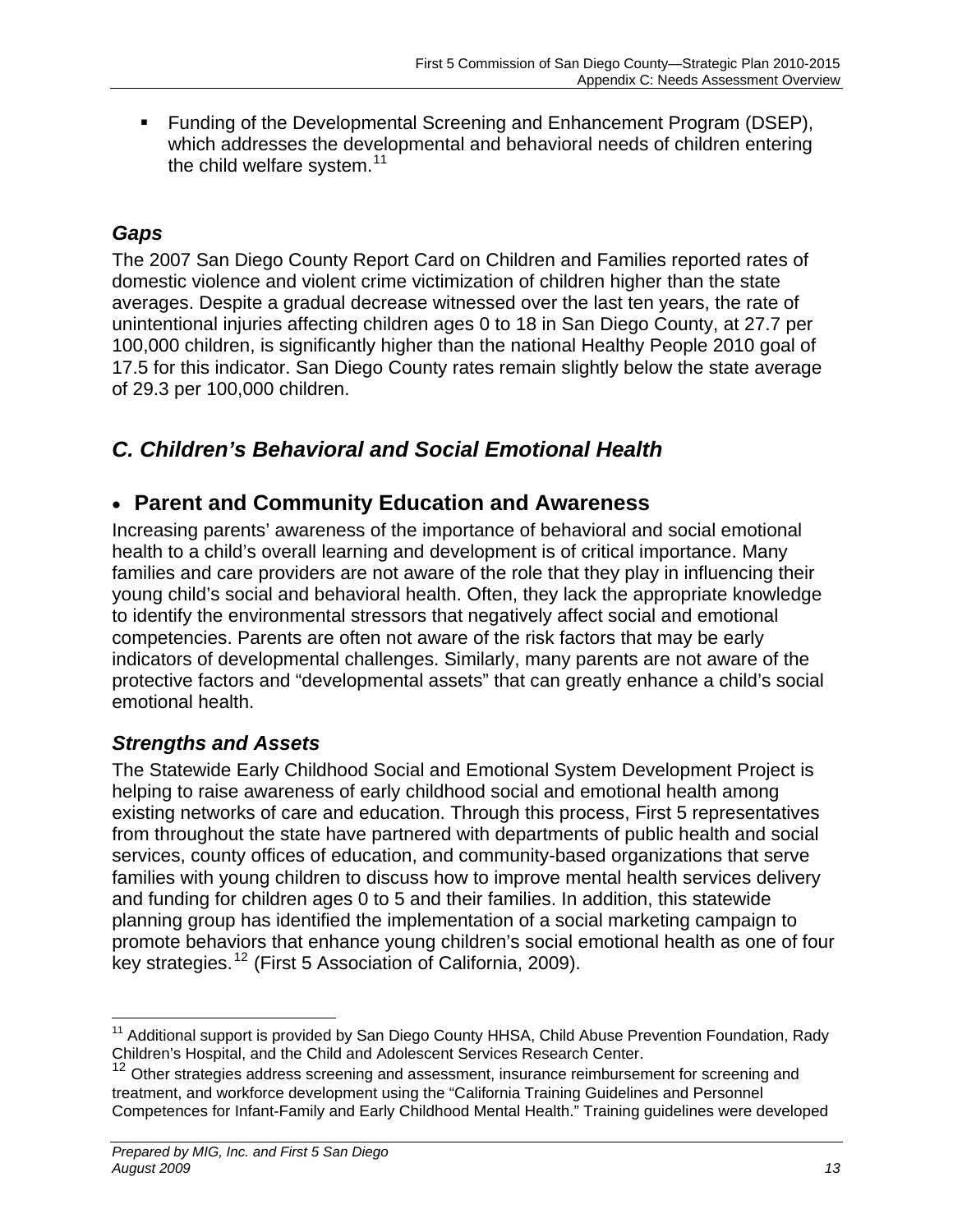- Funding of the Developmental Screening and Enhancement Program (DSEP), which addresses the developmental and behavioral needs of children entering the child welfare system.[11]

### *Gaps*

The 2007 San Diego County Report Card on Children and Families reported rates of domestic violence and violent crime victimization of children higher than the state averages. Despite a gradual decrease witnessed over the last ten years, the rate of unintentional injuries affecting children ages 0 to 18 in San Diego County, at 27.7 per 100,000 children, is significantly higher than the national Healthy People 2010 goal of 17.5 for this indicator. San Diego County rates remain slightly below the state average of 29.3 per 100,000 children.

## *C. Children's Behavioral and Social Emotional Health*

### • Parent and Community Education and Awareness

Increasing parents' awareness of the importance of behavioral and social emotional health to a child's overall learning and development is of critical importance. Many families and care providers are not aware of the role that they play in influencing their young child's social and behavioral health. Often, they lack the appropriate knowledge to identify the environmental stressors that negatively affect social and emotional competencies. Parents are often not aware of the risk factors that may be early indicators of developmental challenges. Similarly, many parents are not aware of the protective factors and "developmental assets" that can greatly enhance a child's social emotional health.

### *Strengths and Assets*

The Statewide Early Childhood Social and Emotional System Development Project is helping to raise awareness of early childhood social and emotional health among existing networks of care and education. Through this process, First 5 representatives from throughout the state have partnered with departments of public health and social services, county offices of education, and community-based organizations that serve families with young children to discuss how to improve mental health services delivery and funding for children ages 0 to 5 and their families. In addition, this statewide planning group has identified the implementation of a social marketing campaign to promote behaviors that enhance young children's social emotional health as one of four key strategies.[12] (First 5 Association of California, 2009).

---

[11] Additional support is provided by San Diego County HHSA, Child Abuse Prevention Foundation, Rady Children's Hospital, and the Child and Adolescent Services Research Center.

[12] Other strategies address screening and assessment, insurance reimbursement for screening and treatment, and workforce development using the "California Training Guidelines and Personnel Competences for Infant-Family and Early Childhood Mental Health." Training guidelines were developed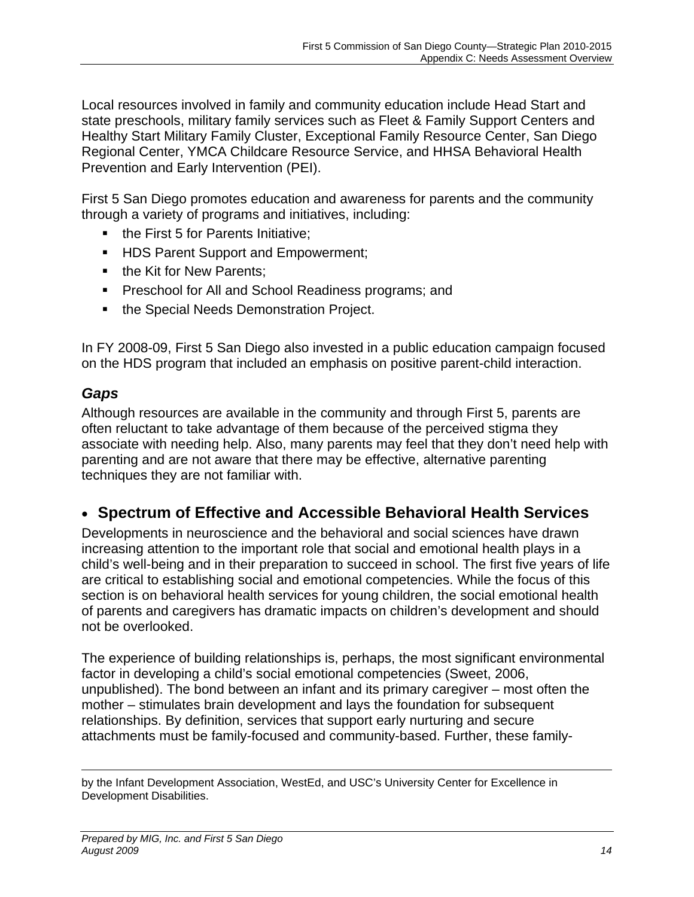Local resources involved in family and community education include Head Start and state preschools, military family services such as Fleet & Family Support Centers and Healthy Start Military Family Cluster, Exceptional Family Resource Center, San Diego Regional Center, YMCA Childcare Resource Service, and HHSA Behavioral Health Prevention and Early Intervention (PEI).

First 5 San Diego promotes education and awareness for parents and the community through a variety of programs and initiatives, including:

- the First 5 for Parents Initiative;
- HDS Parent Support and Empowerment;
- the Kit for New Parents;
- Preschool for All and School Readiness programs; and
- the Special Needs Demonstration Project.

In FY 2008-09, First 5 San Diego also invested in a public education campaign focused on the HDS program that included an emphasis on positive parent-child interaction.

### *Gaps*

Although resources are available in the community and through First 5, parents are often reluctant to take advantage of them because of the perceived stigma they associate with needing help. Also, many parents may feel that they don't need help with parenting and are not aware that there may be effective, alternative parenting techniques they are not familiar with.

## • Spectrum of Effective and Accessible Behavioral Health Services

Developments in neuroscience and the behavioral and social sciences have drawn increasing attention to the important role that social and emotional health plays in a child's well-being and in their preparation to succeed in school. The first five years of life are critical to establishing social and emotional competencies. While the focus of this section is on behavioral health services for young children, the social emotional health of parents and caregivers has dramatic impacts on children's development and should not be overlooked.

The experience of building relationships is, perhaps, the most significant environmental factor in developing a child's social emotional competencies (Sweet, 2006, unpublished). The bond between an infant and its primary caregiver – most often the mother – stimulates brain development and lays the foundation for subsequent relationships. By definition, services that support early nurturing and secure attachments must be family-focused and community-based. Further, these family-

---

by the Infant Development Association, WestEd, and USC's University Center for Excellence in Development Disabilities.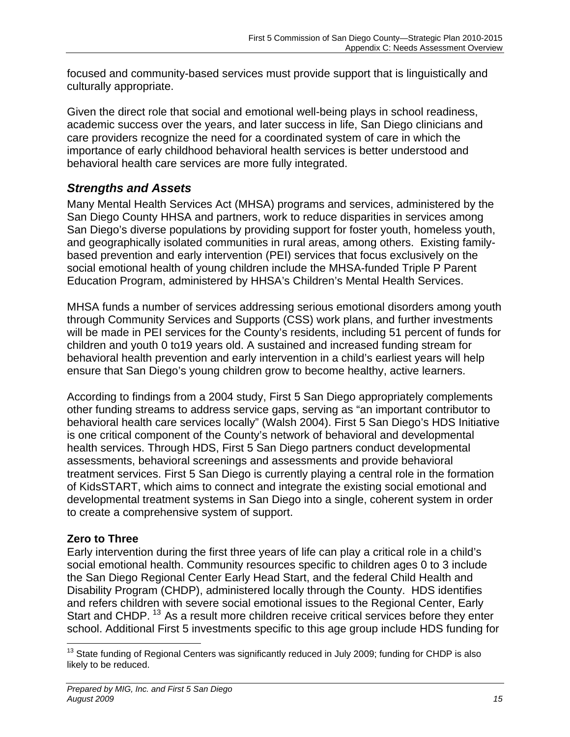focused and community-based services must provide support that is linguistically and culturally appropriate.

Given the direct role that social and emotional well-being plays in school readiness, academic success over the years, and later success in life, San Diego clinicians and care providers recognize the need for a coordinated system of care in which the importance of early childhood behavioral health services is better understood and behavioral health care services are more fully integrated.

## *Strengths and Assets*

Many Mental Health Services Act (MHSA) programs and services, administered by the San Diego County HHSA and partners, work to reduce disparities in services among San Diego's diverse populations by providing support for foster youth, homeless youth, and geographically isolated communities in rural areas, among others. Existing family-based prevention and early intervention (PEI) services that focus exclusively on the social emotional health of young children include the MHSA-funded Triple P Parent Education Program, administered by HHSA's Children's Mental Health Services.

MHSA funds a number of services addressing serious emotional disorders among youth through Community Services and Supports (CSS) work plans, and further investments will be made in PEI services for the County's residents, including 51 percent of funds for children and youth 0 to19 years old. A sustained and increased funding stream for behavioral health prevention and early intervention in a child's earliest years will help ensure that San Diego's young children grow to become healthy, active learners.

According to findings from a 2004 study, First 5 San Diego appropriately complements other funding streams to address service gaps, serving as "an important contributor to behavioral health care services locally" (Walsh 2004). First 5 San Diego's HDS Initiative is one critical component of the County's network of behavioral and developmental health services. Through HDS, First 5 San Diego partners conduct developmental assessments, behavioral screenings and assessments and provide behavioral treatment services. First 5 San Diego is currently playing a central role in the formation of KidsSTART, which aims to connect and integrate the existing social emotional and developmental treatment systems in San Diego into a single, coherent system in order to create a comprehensive system of support.

### Zero to Three

Early intervention during the first three years of life can play a critical role in a child's social emotional health. Community resources specific to children ages 0 to 3 include the San Diego Regional Center Early Head Start, and the federal Child Health and Disability Program (CHDP), administered locally through the County. HDS identifies and refers children with severe social emotional issues to the Regional Center, Early Start and CHDP. [13] As a result more children receive critical services before they enter school. Additional First 5 investments specific to this age group include HDS funding for

[13] State funding of Regional Centers was significantly reduced in July 2009; funding for CHDP is also likely to be reduced.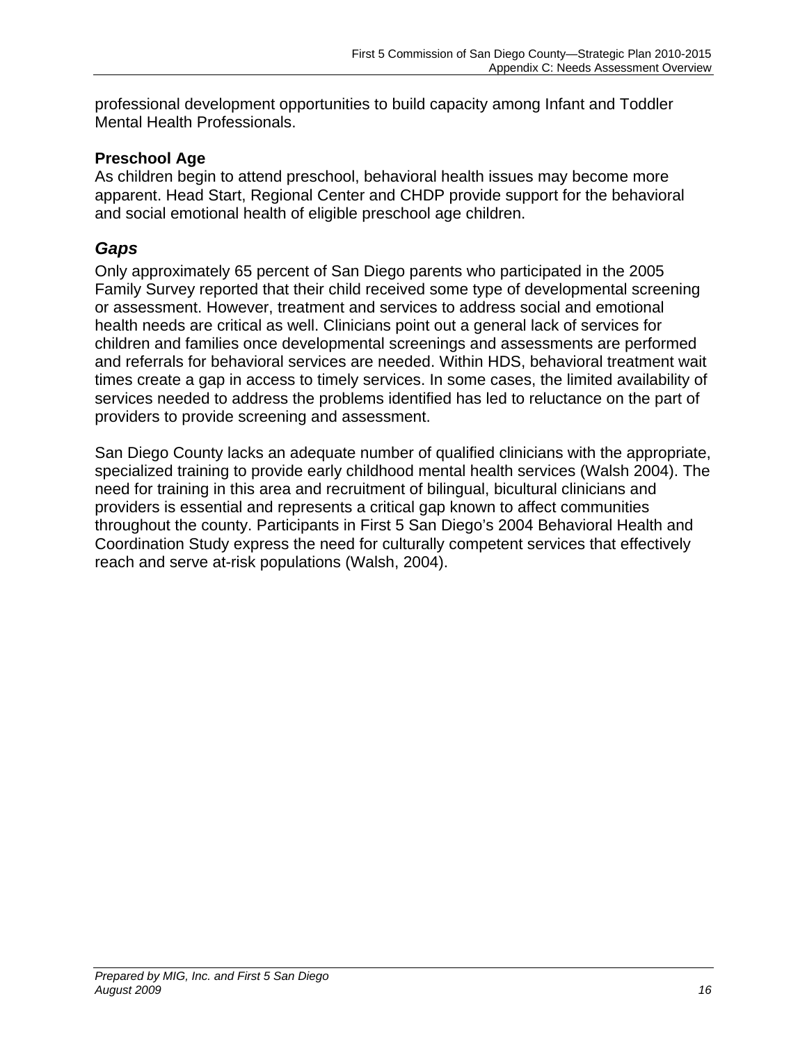professional development opportunities to build capacity among Infant and Toddler Mental Health Professionals.

**Preschool Age**
As children begin to attend preschool, behavioral health issues may become more apparent. Head Start, Regional Center and CHDP provide support for the behavioral and social emotional health of eligible preschool age children.

### *Gaps*

Only approximately 65 percent of San Diego parents who participated in the 2005 Family Survey reported that their child received some type of developmental screening or assessment. However, treatment and services to address social and emotional health needs are critical as well. Clinicians point out a general lack of services for children and families once developmental screenings and assessments are performed and referrals for behavioral services are needed. Within HDS, behavioral treatment wait times create a gap in access to timely services. In some cases, the limited availability of services needed to address the problems identified has led to reluctance on the part of providers to provide screening and assessment.

San Diego County lacks an adequate number of qualified clinicians with the appropriate, specialized training to provide early childhood mental health services (Walsh 2004). The need for training in this area and recruitment of bilingual, bicultural clinicians and providers is essential and represents a critical gap known to affect communities throughout the county. Participants in First 5 San Diego's 2004 Behavioral Health and Coordination Study express the need for culturally competent services that effectively reach and serve at-risk populations (Walsh, 2004).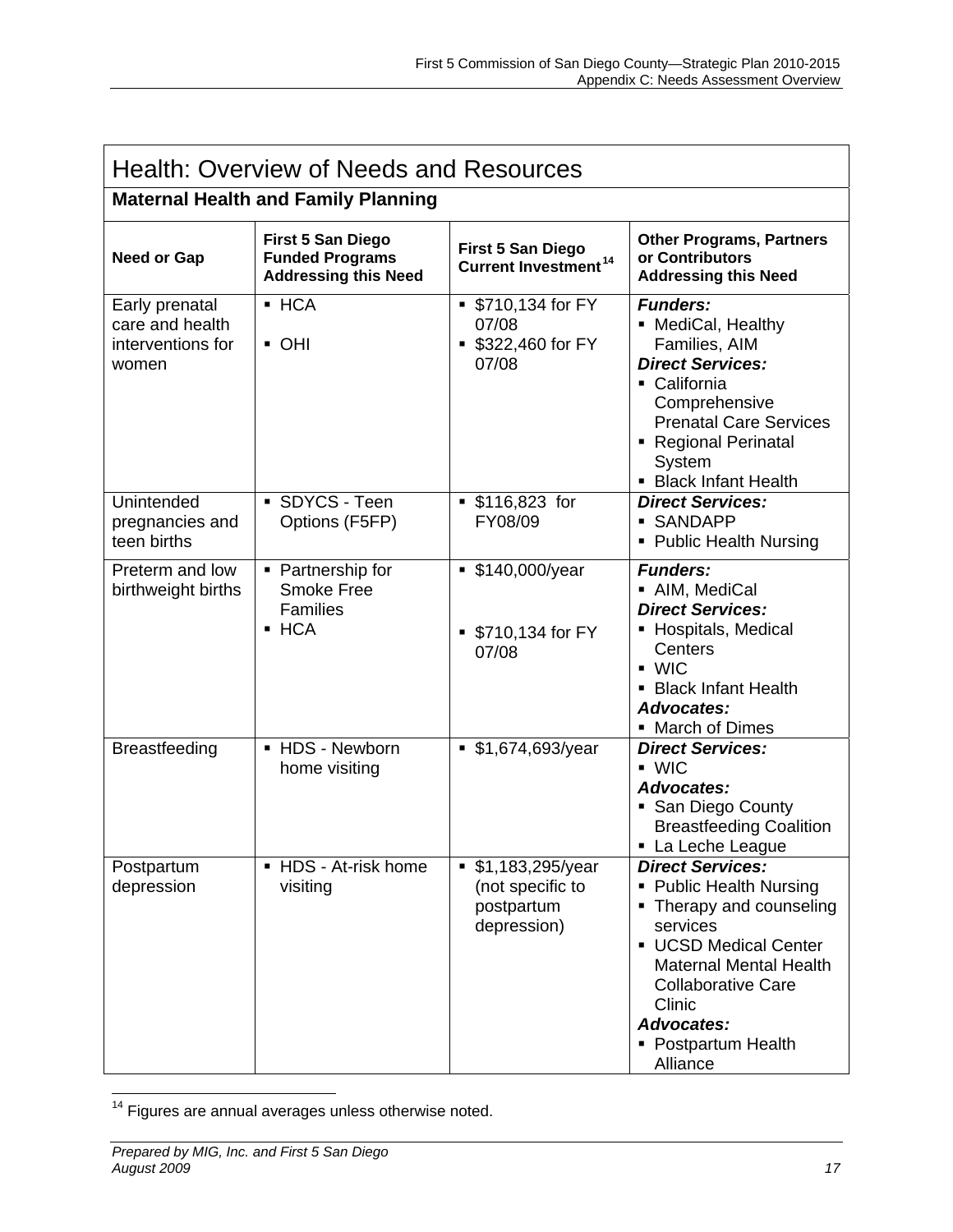## Health: Overview of Needs and Resources

### Maternal Health and Family Planning

| Need or Gap | First 5 San Diego Funded Programs Addressing this Need | First 5 San Diego Current Investment[14] | Other Programs, Partners or Contributors Addressing this Need |
|---|---|---|---|
| Early prenatal care and health interventions for women | ▪ HCA<br>▪ OHI | ▪ $710,134 for FY 07/08<br>▪ $322,460 for FY 07/08 | ***Funders:***<br>▪ MediCal, Healthy Families, AIM<br>***Direct Services:***<br>▪ California Comprehensive Prenatal Care Services<br>▪ Regional Perinatal System<br>▪ Black Infant Health |
| Unintended pregnancies and teen births | ▪ SDYCS - Teen Options (F5FP) | ▪ $116,823 for FY08/09 | ***Direct Services:***<br>▪ SANDAPP<br>▪ Public Health Nursing |
| Preterm and low birthweight births | ▪ Partnership for Smoke Free Families<br>▪ HCA | ▪ $140,000/year<br>▪ $710,134 for FY 07/08 | ***Funders:***<br>▪ AIM, MediCal<br>***Direct Services:***<br>▪ Hospitals, Medical Centers<br>▪ WIC<br>▪ Black Infant Health<br>***Advocates:***<br>▪ March of Dimes |
| Breastfeeding | ▪ HDS - Newborn home visiting | ▪ $1,674,693/year | ***Direct Services:***<br>▪ WIC<br>***Advocates:***<br>▪ San Diego County Breastfeeding Coalition<br>▪ La Leche League |
| Postpartum depression | ▪ HDS - At-risk home visiting | ▪ $1,183,295/year (not specific to postpartum depression) | ***Direct Services:***<br>▪ Public Health Nursing<br>▪ Therapy and counseling services<br>▪ UCSD Medical Center Maternal Mental Health Collaborative Care Clinic<br>***Advocates:***<br>▪ Postpartum Health Alliance |

[14] Figures are annual averages unless otherwise noted.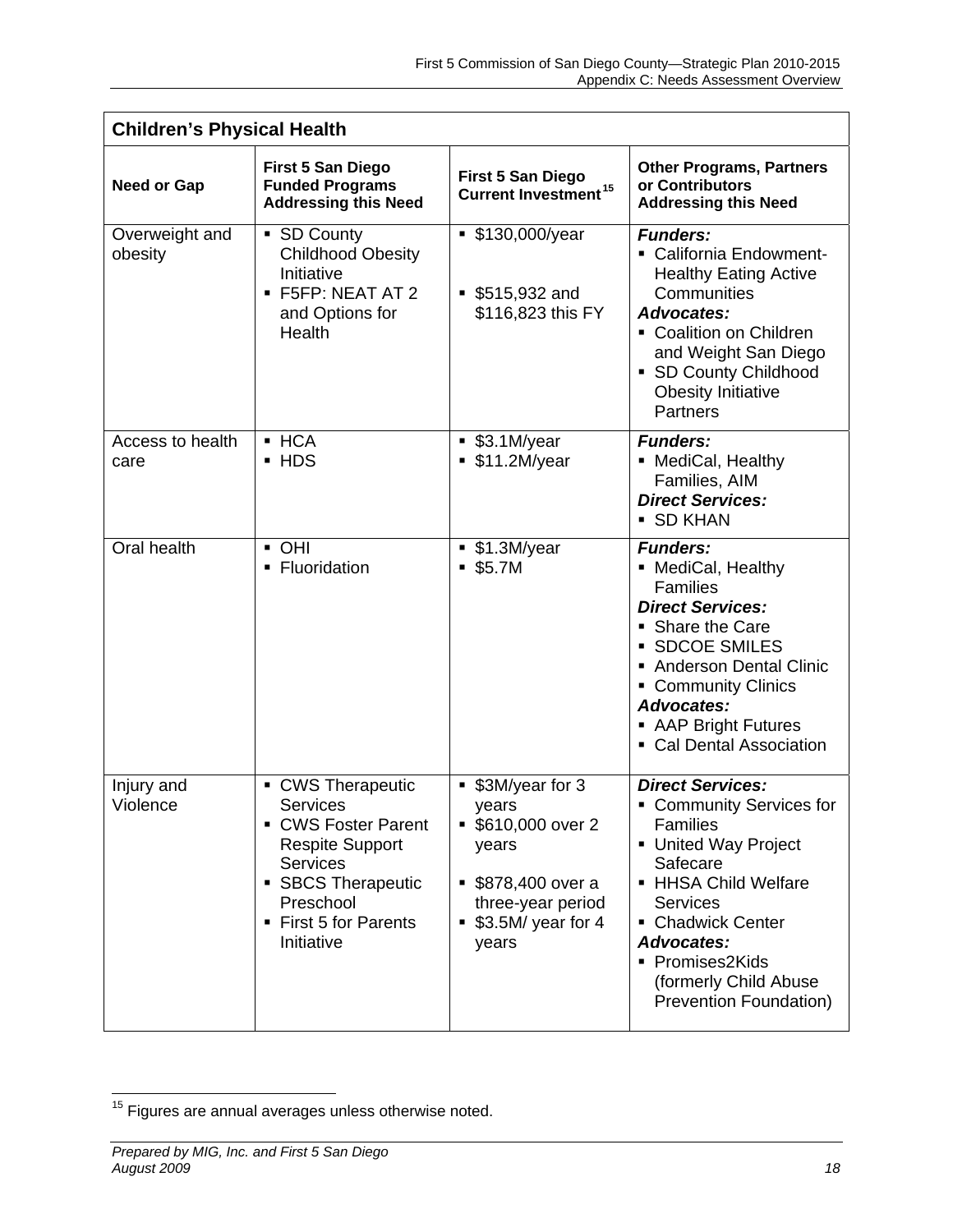| Children's Physical Health | | | |
|---|---|---|---|
| **Need or Gap** | **First 5 San Diego Funded Programs Addressing this Need** | **First 5 San Diego Current Investment[15]** | **Other Programs, Partners or Contributors Addressing this Need** |
| Overweight and obesity | ▪ SD County Childhood Obesity Initiative<br>▪ F5FP: NEAT AT 2 and Options for Health | ▪ $130,000/year<br>▪ $515,932 and $116,823 this FY | ***Funders:***<br>▪ California Endowment-Healthy Eating Active Communities<br>***Advocates:***<br>▪ Coalition on Children and Weight San Diego<br>▪ SD County Childhood Obesity Initiative Partners |
| Access to health care | ▪ HCA<br>▪ HDS | ▪ $3.1M/year<br>▪ $11.2M/year | ***Funders:***<br>▪ MediCal, Healthy Families, AIM<br>***Direct Services:***<br>▪ SD KHAN |
| Oral health | ▪ OHI<br>▪ Fluoridation | ▪ $1.3M/year<br>▪ $5.7M | ***Funders:***<br>▪ MediCal, Healthy Families<br>***Direct Services:***<br>▪ Share the Care<br>▪ SDCOE SMILES<br>▪ Anderson Dental Clinic<br>▪ Community Clinics<br>***Advocates:***<br>▪ AAP Bright Futures<br>▪ Cal Dental Association |
| Injury and Violence | ▪ CWS Therapeutic Services<br>▪ CWS Foster Parent Respite Support Services<br>▪ SBCS Therapeutic Preschool<br>▪ First 5 for Parents Initiative | ▪ $3M/year for 3 years<br>▪ $610,000 over 2 years<br>▪ $878,400 over a three-year period<br>▪ $3.5M/ year for 4 years | ***Direct Services:***<br>▪ Community Services for Families<br>▪ United Way Project Safecare<br>▪ HHSA Child Welfare Services<br>▪ Chadwick Center<br>***Advocates:***<br>▪ Promises2Kids (formerly Child Abuse Prevention Foundation) |

[15] Figures are annual averages unless otherwise noted.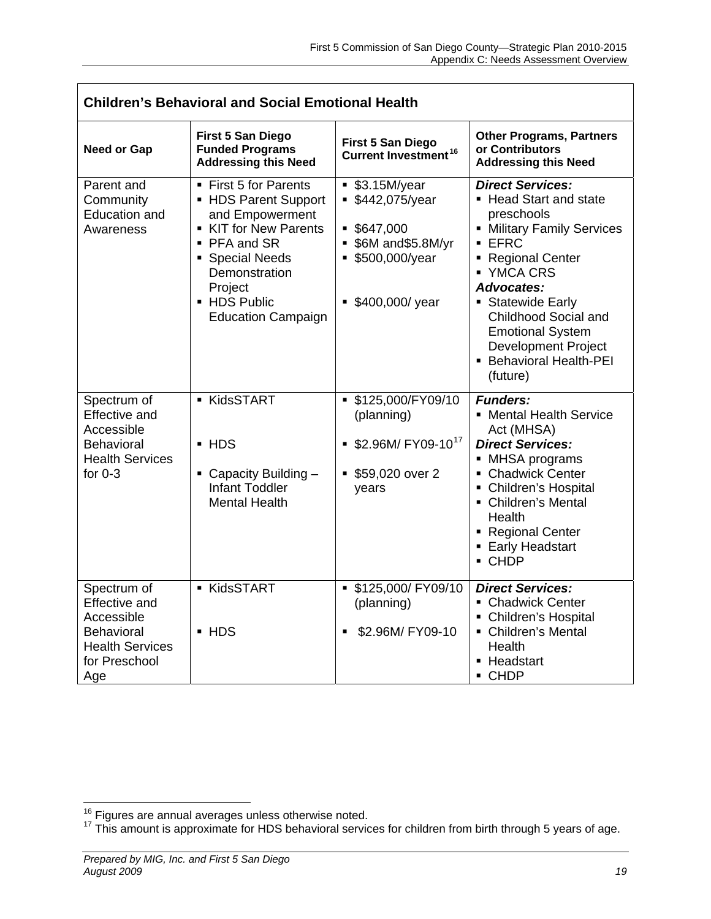| Children's Behavioral and Social Emotional Health | | | |
|---|---|---|---|
| **Need or Gap** | **First 5 San Diego Funded Programs Addressing this Need** | **First 5 San Diego Current Investment**[16] | **Other Programs, Partners or Contributors Addressing this Need** |
| Parent and Community Education and Awareness | ▪ First 5 for Parents<br>▪ HDS Parent Support and Empowerment<br>▪ KIT for New Parents<br>▪ PFA and SR<br>▪ Special Needs Demonstration Project<br>▪ HDS Public Education Campaign | ▪ \$3.15M/year<br>▪ \$442,075/year<br>▪ \$647,000<br>▪ \$6M and\$5.8M/yr<br>▪ \$500,000/year<br>▪ \$400,000/ year | ***Direct Services:***<br>▪ Head Start and state preschools<br>▪ Military Family Services<br>▪ EFRC<br>▪ Regional Center<br>▪ YMCA CRS<br>***Advocates:***<br>▪ Statewide Early Childhood Social and Emotional System Development Project<br>▪ Behavioral Health-PEI (future) |
| Spectrum of Effective and Accessible Behavioral Health Services for 0-3 | ▪ KidsSTART<br>▪ HDS<br>▪ Capacity Building – Infant Toddler Mental Health | ▪ \$125,000/FY09/10 (planning)<br>▪ \$2.96M/ FY09-10[17]<br>▪ \$59,020 over 2 years | ***Funders:***<br>▪ Mental Health Service Act (MHSA)<br>***Direct Services:***<br>▪ MHSA programs<br>▪ Chadwick Center<br>▪ Children's Hospital<br>▪ Children's Mental Health<br>▪ Regional Center<br>▪ Early Headstart<br>▪ CHDP |
| Spectrum of Effective and Accessible Behavioral Health Services for Preschool Age | ▪ KidsSTART<br>▪ HDS | ▪ \$125,000/ FY09/10 (planning)<br>▪ \$2.96M/ FY09-10 | ***Direct Services:***<br>▪ Chadwick Center<br>▪ Children's Hospital<br>▪ Children's Mental Health<br>▪ Headstart<br>▪ CHDP |

[16] Figures are annual averages unless otherwise noted.
[17] This amount is approximate for HDS behavioral services for children from birth through 5 years of age.

*Prepared by MIG, Inc. and First 5 San Diego*
*August 2009*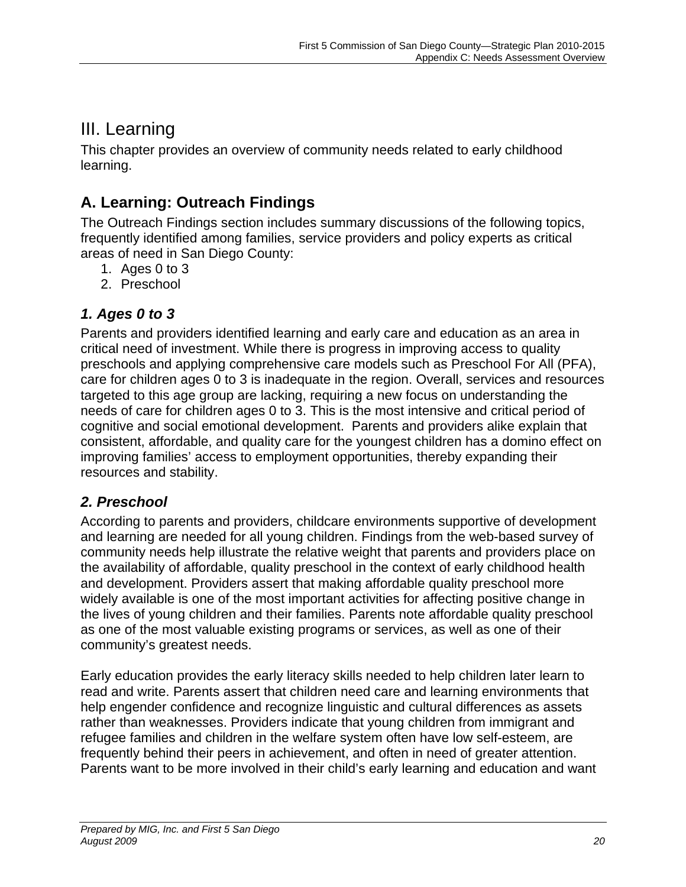# III. Learning

This chapter provides an overview of community needs related to early childhood learning.

## A. Learning: Outreach Findings

The Outreach Findings section includes summary discussions of the following topics, frequently identified among families, service providers and policy experts as critical areas of need in San Diego County:

1. Ages 0 to 3
2. Preschool

### *1. Ages 0 to 3*

Parents and providers identified learning and early care and education as an area in critical need of investment. While there is progress in improving access to quality preschools and applying comprehensive care models such as Preschool For All (PFA), care for children ages 0 to 3 is inadequate in the region. Overall, services and resources targeted to this age group are lacking, requiring a new focus on understanding the needs of care for children ages 0 to 3. This is the most intensive and critical period of cognitive and social emotional development. Parents and providers alike explain that consistent, affordable, and quality care for the youngest children has a domino effect on improving families' access to employment opportunities, thereby expanding their resources and stability.

### *2. Preschool*

According to parents and providers, childcare environments supportive of development and learning are needed for all young children. Findings from the web-based survey of community needs help illustrate the relative weight that parents and providers place on the availability of affordable, quality preschool in the context of early childhood health and development. Providers assert that making affordable quality preschool more widely available is one of the most important activities for affecting positive change in the lives of young children and their families. Parents note affordable quality preschool as one of the most valuable existing programs or services, as well as one of their community's greatest needs.

Early education provides the early literacy skills needed to help children later learn to read and write. Parents assert that children need care and learning environments that help engender confidence and recognize linguistic and cultural differences as assets rather than weaknesses. Providers indicate that young children from immigrant and refugee families and children in the welfare system often have low self-esteem, are frequently behind their peers in achievement, and often in need of greater attention. Parents want to be more involved in their child's early learning and education and want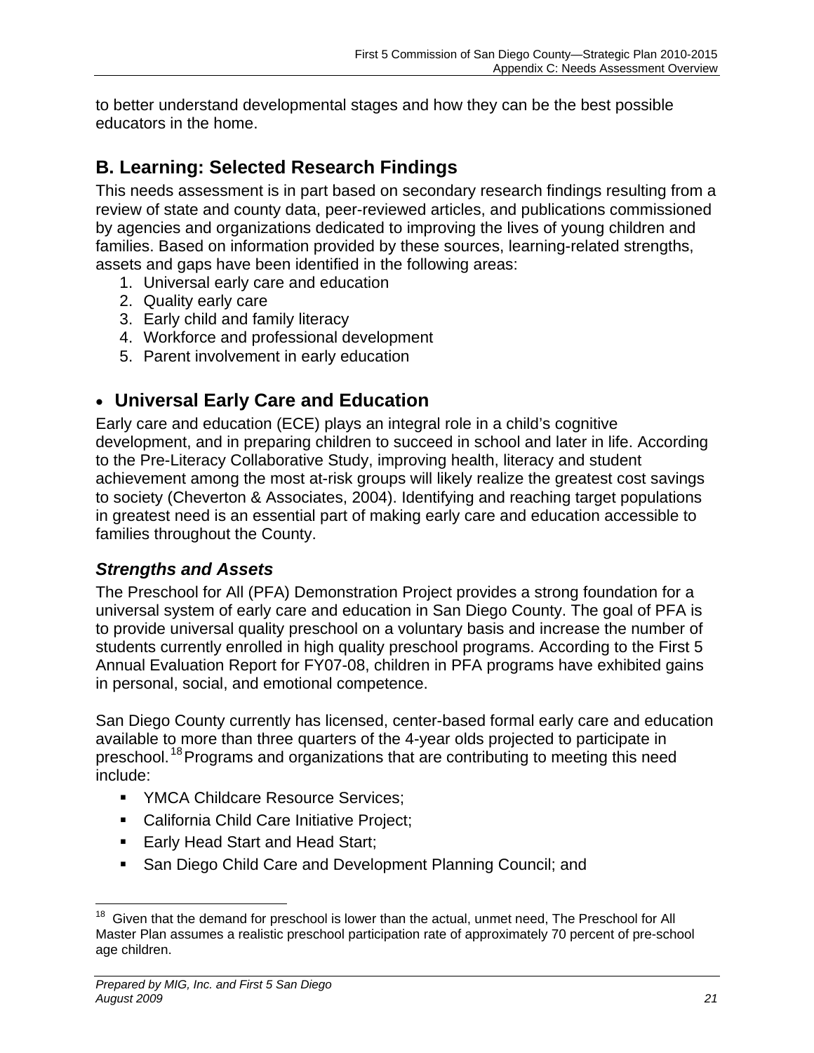to better understand developmental stages and how they can be the best possible educators in the home.

## B. Learning: Selected Research Findings

This needs assessment is in part based on secondary research findings resulting from a review of state and county data, peer-reviewed articles, and publications commissioned by agencies and organizations dedicated to improving the lives of young children and families. Based on information provided by these sources, learning-related strengths, assets and gaps have been identified in the following areas:

1. Universal early care and education
2. Quality early care
3. Early child and family literacy
4. Workforce and professional development
5. Parent involvement in early education

### • Universal Early Care and Education

Early care and education (ECE) plays an integral role in a child's cognitive development, and in preparing children to succeed in school and later in life. According to the Pre-Literacy Collaborative Study, improving health, literacy and student achievement among the most at-risk groups will likely realize the greatest cost savings to society (Cheverton & Associates, 2004). Identifying and reaching target populations in greatest need is an essential part of making early care and education accessible to families throughout the County.

#### *Strengths and Assets*

The Preschool for All (PFA) Demonstration Project provides a strong foundation for a universal system of early care and education in San Diego County. The goal of PFA is to provide universal quality preschool on a voluntary basis and increase the number of students currently enrolled in high quality preschool programs. According to the First 5 Annual Evaluation Report for FY07-08, children in PFA programs have exhibited gains in personal, social, and emotional competence.

San Diego County currently has licensed, center-based formal early care and education available to more than three quarters of the 4-year olds projected to participate in preschool.[18] Programs and organizations that are contributing to meeting this need include:

- YMCA Childcare Resource Services;
- California Child Care Initiative Project;
- Early Head Start and Head Start;
- San Diego Child Care and Development Planning Council; and

---

[18] Given that the demand for preschool is lower than the actual, unmet need, The Preschool for All Master Plan assumes a realistic preschool participation rate of approximately 70 percent of pre-school age children.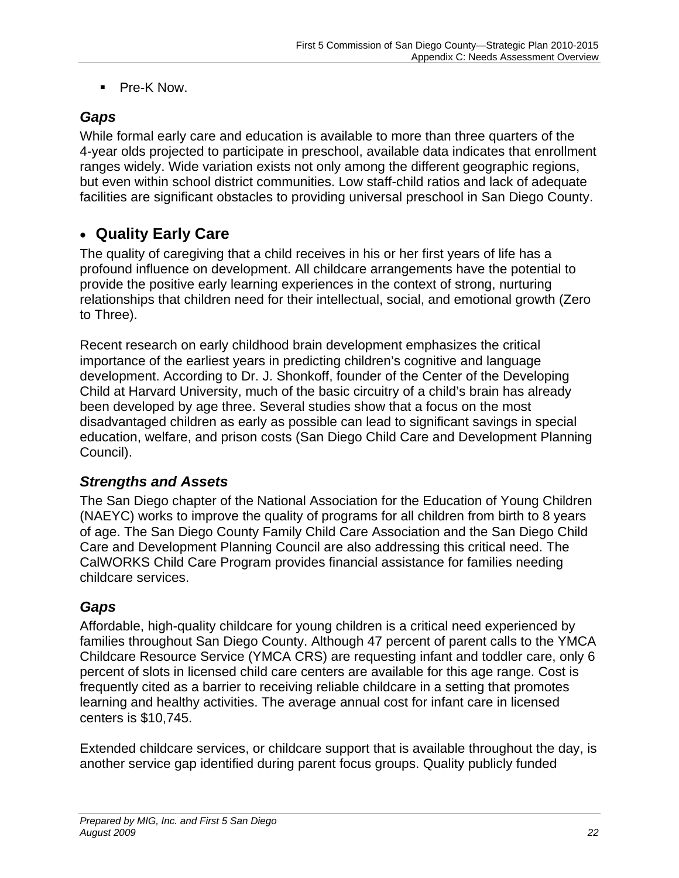- Pre-K Now.

### *Gaps*

While formal early care and education is available to more than three quarters of the 4-year olds projected to participate in preschool, available data indicates that enrollment ranges widely. Wide variation exists not only among the different geographic regions, but even within school district communities. Low staff-child ratios and lack of adequate facilities are significant obstacles to providing universal preschool in San Diego County.

## • Quality Early Care

The quality of caregiving that a child receives in his or her first years of life has a profound influence on development. All childcare arrangements have the potential to provide the positive early learning experiences in the context of strong, nurturing relationships that children need for their intellectual, social, and emotional growth (Zero to Three).

Recent research on early childhood brain development emphasizes the critical importance of the earliest years in predicting children's cognitive and language development. According to Dr. J. Shonkoff, founder of the Center of the Developing Child at Harvard University, much of the basic circuitry of a child's brain has already been developed by age three. Several studies show that a focus on the most disadvantaged children as early as possible can lead to significant savings in special education, welfare, and prison costs (San Diego Child Care and Development Planning Council).

### *Strengths and Assets*

The San Diego chapter of the National Association for the Education of Young Children (NAEYC) works to improve the quality of programs for all children from birth to 8 years of age. The San Diego County Family Child Care Association and the San Diego Child Care and Development Planning Council are also addressing this critical need. The CalWORKS Child Care Program provides financial assistance for families needing childcare services.

### *Gaps*

Affordable, high-quality childcare for young children is a critical need experienced by families throughout San Diego County. Although 47 percent of parent calls to the YMCA Childcare Resource Service (YMCA CRS) are requesting infant and toddler care, only 6 percent of slots in licensed child care centers are available for this age range. Cost is frequently cited as a barrier to receiving reliable childcare in a setting that promotes learning and healthy activities. The average annual cost for infant care in licensed centers is $10,745.

Extended childcare services, or childcare support that is available throughout the day, is another service gap identified during parent focus groups. Quality publicly funded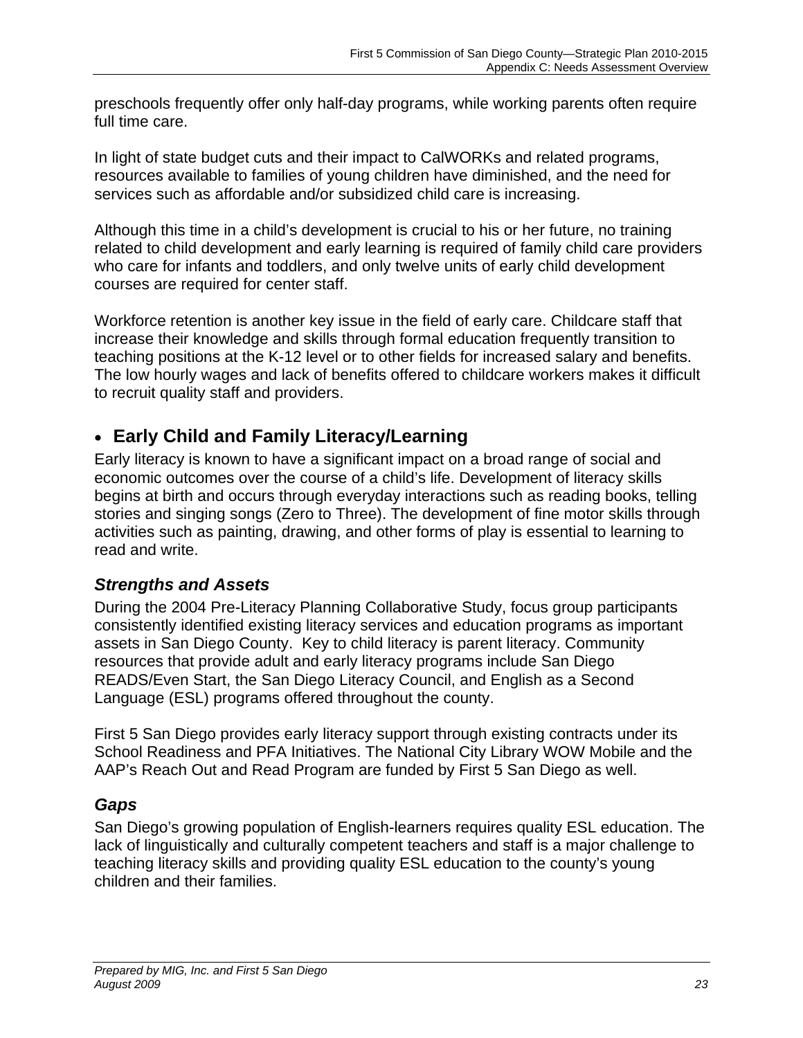preschools frequently offer only half-day programs, while working parents often require full time care.

In light of state budget cuts and their impact to CalWORKs and related programs, resources available to families of young children have diminished, and the need for services such as affordable and/or subsidized child care is increasing.

Although this time in a child's development is crucial to his or her future, no training related to child development and early learning is required of family child care providers who care for infants and toddlers, and only twelve units of early child development courses are required for center staff.

Workforce retention is another key issue in the field of early care. Childcare staff that increase their knowledge and skills through formal education frequently transition to teaching positions at the K-12 level or to other fields for increased salary and benefits. The low hourly wages and lack of benefits offered to childcare workers makes it difficult to recruit quality staff and providers.

## • Early Child and Family Literacy/Learning

Early literacy is known to have a significant impact on a broad range of social and economic outcomes over the course of a child's life. Development of literacy skills begins at birth and occurs through everyday interactions such as reading books, telling stories and singing songs (Zero to Three). The development of fine motor skills through activities such as painting, drawing, and other forms of play is essential to learning to read and write.

### *Strengths and Assets*

During the 2004 Pre-Literacy Planning Collaborative Study, focus group participants consistently identified existing literacy services and education programs as important assets in San Diego County. Key to child literacy is parent literacy. Community resources that provide adult and early literacy programs include San Diego READS/Even Start, the San Diego Literacy Council, and English as a Second Language (ESL) programs offered throughout the county.

First 5 San Diego provides early literacy support through existing contracts under its School Readiness and PFA Initiatives. The National City Library WOW Mobile and the AAP's Reach Out and Read Program are funded by First 5 San Diego as well.

### *Gaps*

San Diego's growing population of English-learners requires quality ESL education. The lack of linguistically and culturally competent teachers and staff is a major challenge to teaching literacy skills and providing quality ESL education to the county's young children and their families.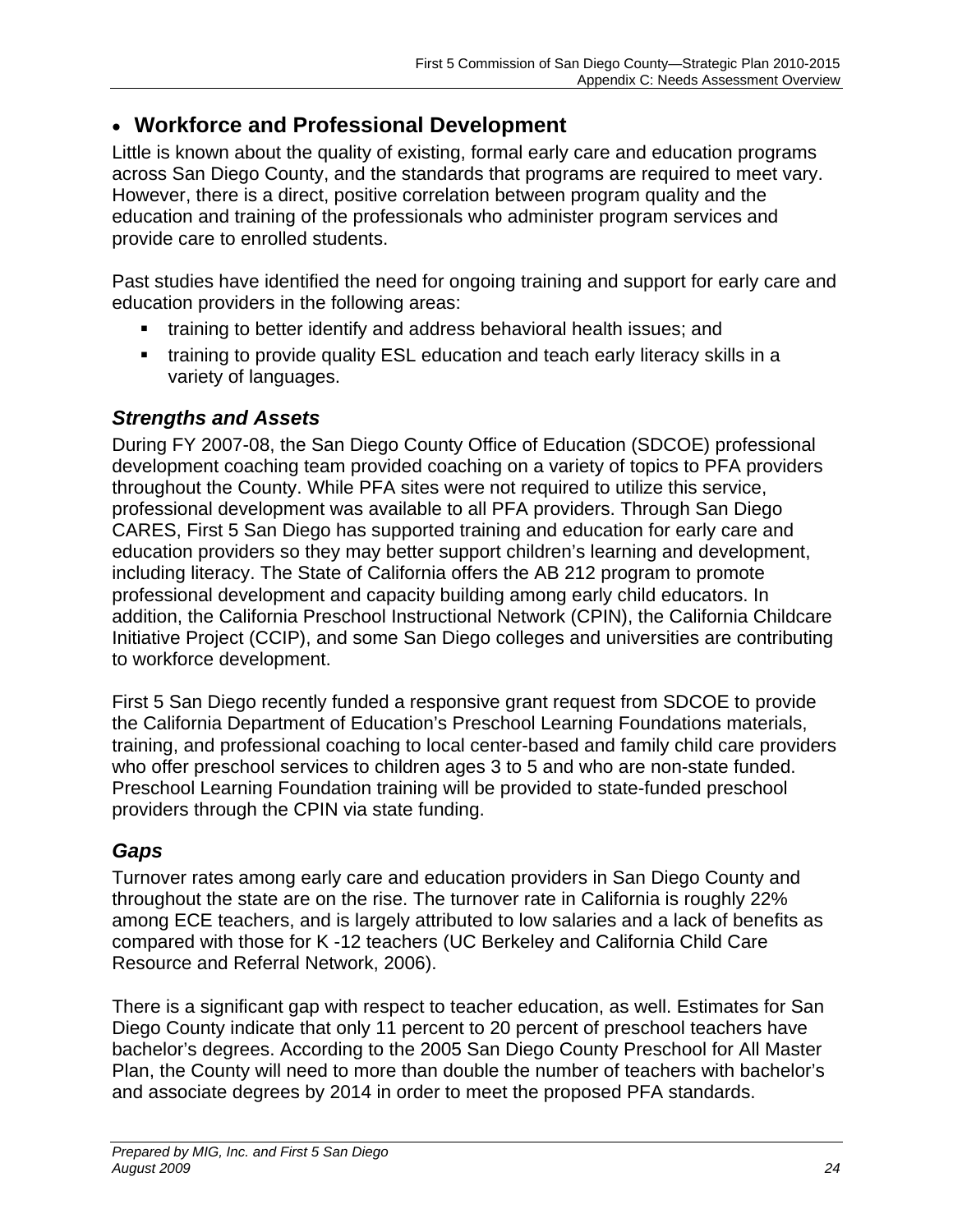- **Workforce and Professional Development**

Little is known about the quality of existing, formal early care and education programs across San Diego County, and the standards that programs are required to meet vary. However, there is a direct, positive correlation between program quality and the education and training of the professionals who administer program services and provide care to enrolled students.

Past studies have identified the need for ongoing training and support for early care and education providers in the following areas:

- training to better identify and address behavioral health issues; and
- training to provide quality ESL education and teach early literacy skills in a variety of languages.

### *Strengths and Assets*

During FY 2007-08, the San Diego County Office of Education (SDCOE) professional development coaching team provided coaching on a variety of topics to PFA providers throughout the County. While PFA sites were not required to utilize this service, professional development was available to all PFA providers. Through San Diego CARES, First 5 San Diego has supported training and education for early care and education providers so they may better support children's learning and development, including literacy. The State of California offers the AB 212 program to promote professional development and capacity building among early child educators. In addition, the California Preschool Instructional Network (CPIN), the California Childcare Initiative Project (CCIP), and some San Diego colleges and universities are contributing to workforce development.

First 5 San Diego recently funded a responsive grant request from SDCOE to provide the California Department of Education's Preschool Learning Foundations materials, training, and professional coaching to local center-based and family child care providers who offer preschool services to children ages 3 to 5 and who are non-state funded. Preschool Learning Foundation training will be provided to state-funded preschool providers through the CPIN via state funding.

### *Gaps*

Turnover rates among early care and education providers in San Diego County and throughout the state are on the rise. The turnover rate in California is roughly 22% among ECE teachers, and is largely attributed to low salaries and a lack of benefits as compared with those for K -12 teachers (UC Berkeley and California Child Care Resource and Referral Network, 2006).

There is a significant gap with respect to teacher education, as well. Estimates for San Diego County indicate that only 11 percent to 20 percent of preschool teachers have bachelor's degrees. According to the 2005 San Diego County Preschool for All Master Plan, the County will need to more than double the number of teachers with bachelor's and associate degrees by 2014 in order to meet the proposed PFA standards.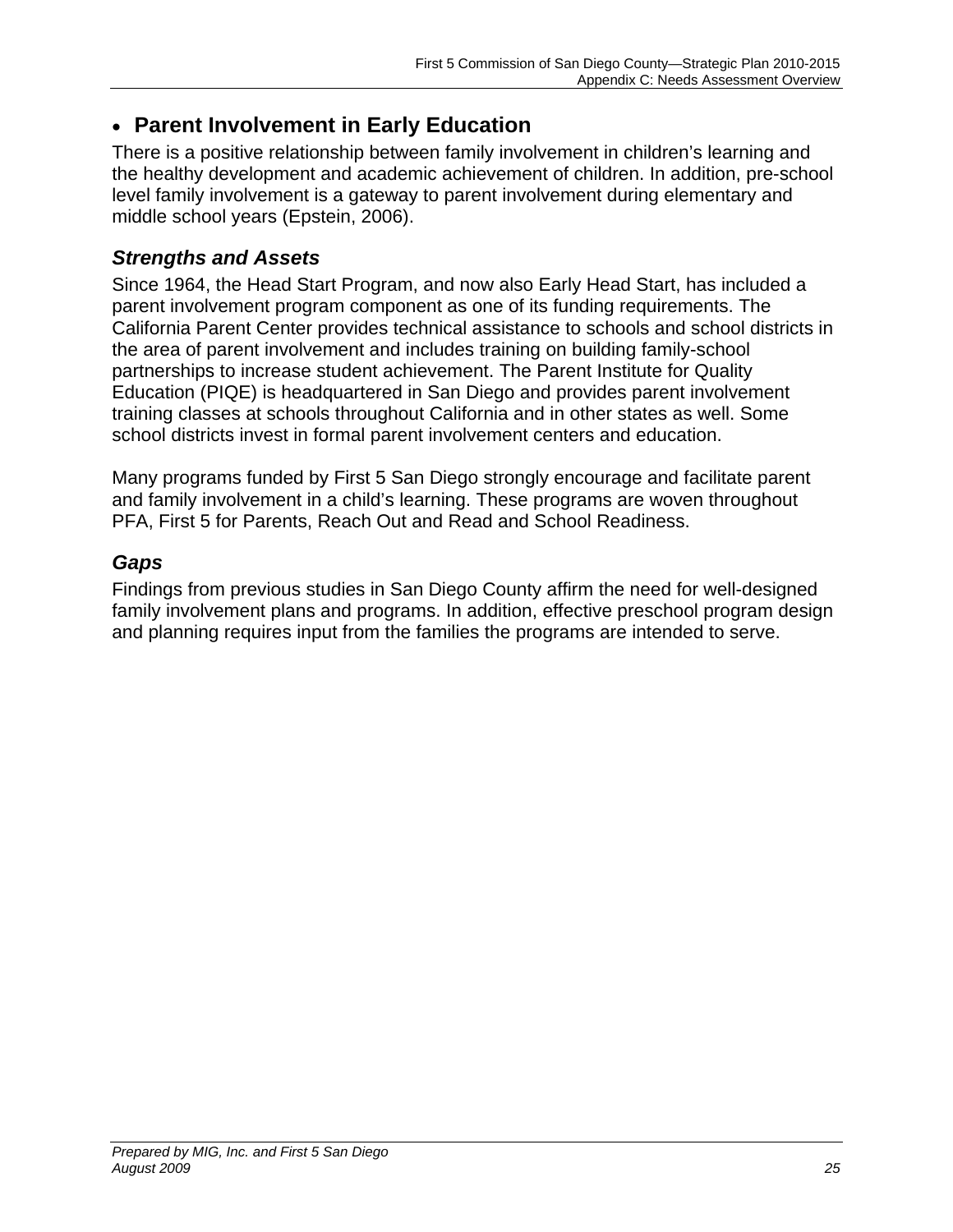- **Parent Involvement in Early Education**

There is a positive relationship between family involvement in children's learning and the healthy development and academic achievement of children. In addition, pre-school level family involvement is a gateway to parent involvement during elementary and middle school years (Epstein, 2006).

### *Strengths and Assets*

Since 1964, the Head Start Program, and now also Early Head Start, has included a parent involvement program component as one of its funding requirements. The California Parent Center provides technical assistance to schools and school districts in the area of parent involvement and includes training on building family-school partnerships to increase student achievement. The Parent Institute for Quality Education (PIQE) is headquartered in San Diego and provides parent involvement training classes at schools throughout California and in other states as well. Some school districts invest in formal parent involvement centers and education.

Many programs funded by First 5 San Diego strongly encourage and facilitate parent and family involvement in a child's learning. These programs are woven throughout PFA, First 5 for Parents, Reach Out and Read and School Readiness.

### *Gaps*

Findings from previous studies in San Diego County affirm the need for well-designed family involvement plans and programs. In addition, effective preschool program design and planning requires input from the families the programs are intended to serve.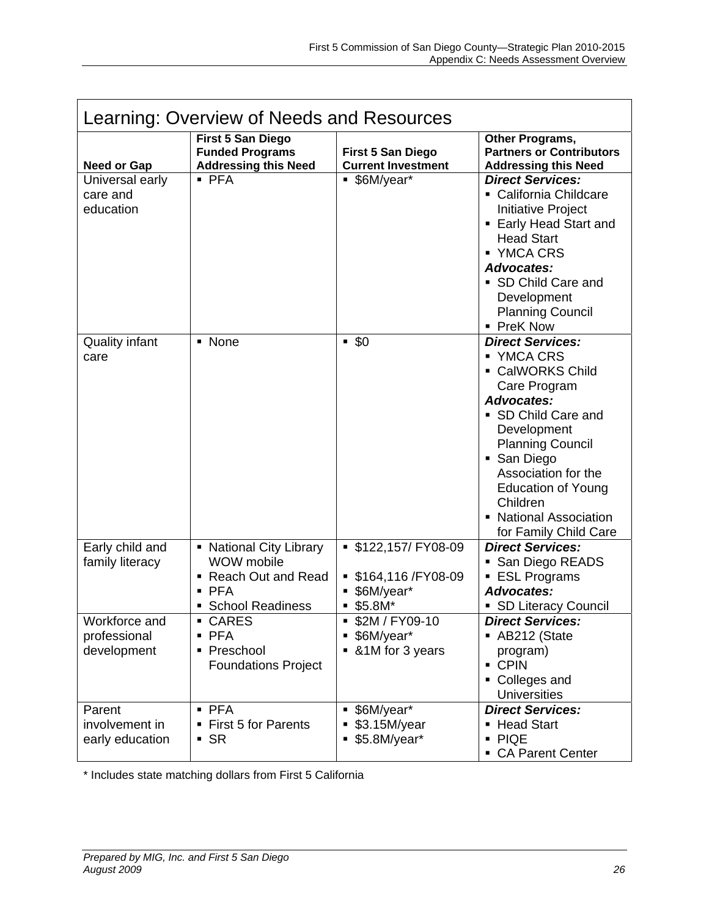## Learning: Overview of Needs and Resources

| Need or Gap | First 5 San Diego Funded Programs Addressing this Need | First 5 San Diego Current Investment | Other Programs, Partners or Contributors Addressing this Need |
|---|---|---|---|
| Universal early care and education | ▪ PFA | ▪ $6M/year* | ***Direct Services:***<br>▪ California Childcare Initiative Project<br>▪ Early Head Start and Head Start<br>▪ YMCA CRS<br>***Advocates:***<br>▪ SD Child Care and Development Planning Council<br>▪ PreK Now |
| Quality infant care | ▪ None | ▪ $0 | ***Direct Services:***<br>▪ YMCA CRS<br>▪ CalWORKS Child Care Program<br>***Advocates:***<br>▪ SD Child Care and Development Planning Council<br>▪ San Diego Association for the Education of Young Children<br>▪ National Association for Family Child Care |
| Early child and family literacy | ▪ National City Library WOW mobile<br>▪ Reach Out and Read<br>▪ PFA<br>▪ School Readiness | ▪ $122,157/ FY08-09<br>▪ $164,116 /FY08-09<br>▪ $6M/year*<br>▪ $5.8M* | ***Direct Services:***<br>▪ San Diego READS<br>▪ ESL Programs<br>***Advocates:***<br>▪ SD Literacy Council |
| Workforce and professional development | ▪ CARES<br>▪ PFA<br>▪ Preschool Foundations Project | ▪ $2M / FY09-10<br>▪ $6M/year*<br>▪ &1M for 3 years | ***Direct Services:***<br>▪ AB212 (State program)<br>▪ CPIN<br>▪ Colleges and Universities |
| Parent involvement in early education | ▪ PFA<br>▪ First 5 for Parents<br>▪ SR | ▪ $6M/year*<br>▪ $3.15M/year<br>▪ $5.8M/year* | ***Direct Services:***<br>▪ Head Start<br>▪ PIQE<br>▪ CA Parent Center |

* Includes state matching dollars from First 5 California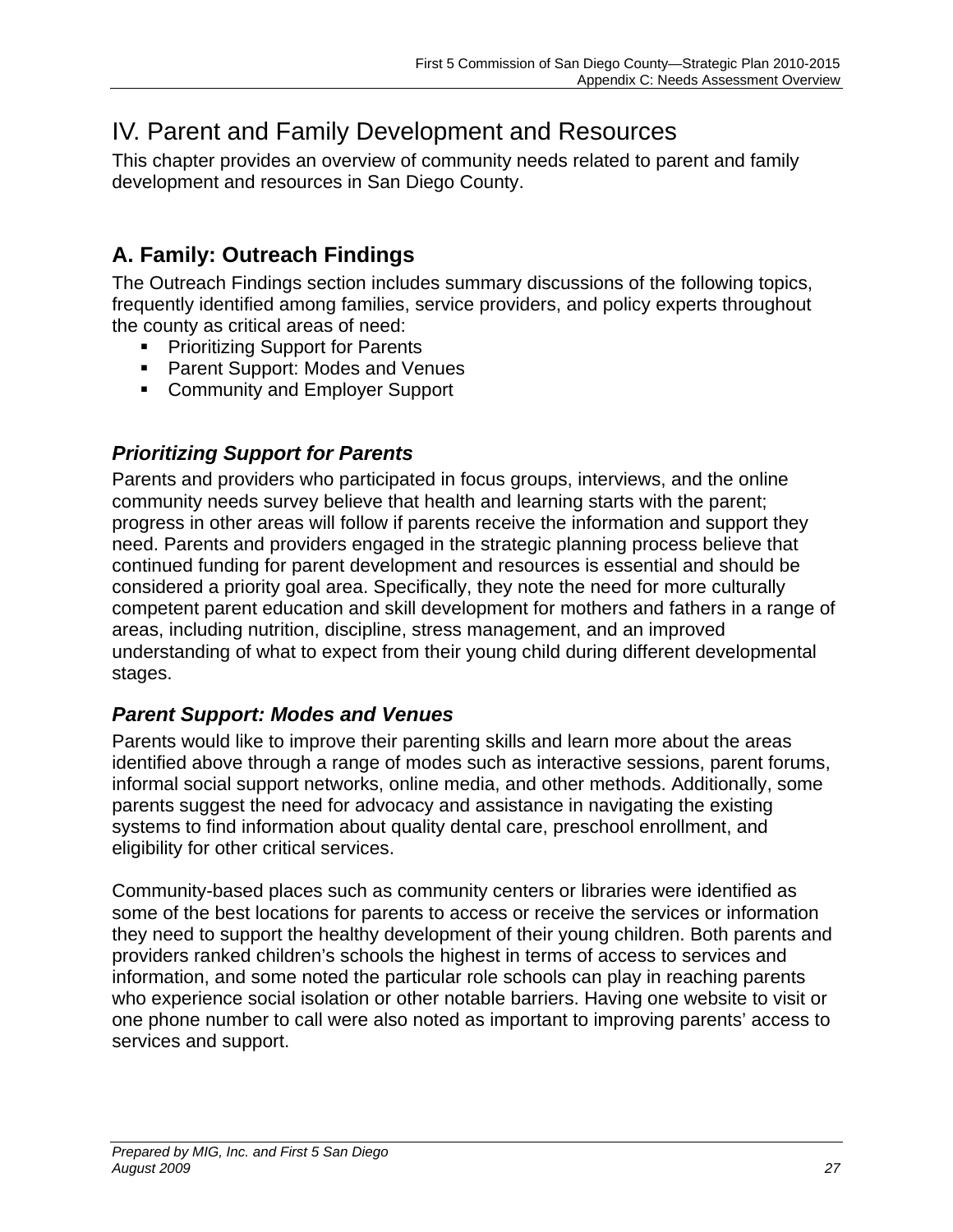# IV. Parent and Family Development and Resources

This chapter provides an overview of community needs related to parent and family development and resources in San Diego County.

## A. Family: Outreach Findings

The Outreach Findings section includes summary discussions of the following topics, frequently identified among families, service providers, and policy experts throughout the county as critical areas of need:

- Prioritizing Support for Parents
- Parent Support: Modes and Venues
- Community and Employer Support

### *Prioritizing Support for Parents*

Parents and providers who participated in focus groups, interviews, and the online community needs survey believe that health and learning starts with the parent; progress in other areas will follow if parents receive the information and support they need. Parents and providers engaged in the strategic planning process believe that continued funding for parent development and resources is essential and should be considered a priority goal area. Specifically, they note the need for more culturally competent parent education and skill development for mothers and fathers in a range of areas, including nutrition, discipline, stress management, and an improved understanding of what to expect from their young child during different developmental stages.

### *Parent Support: Modes and Venues*

Parents would like to improve their parenting skills and learn more about the areas identified above through a range of modes such as interactive sessions, parent forums, informal social support networks, online media, and other methods. Additionally, some parents suggest the need for advocacy and assistance in navigating the existing systems to find information about quality dental care, preschool enrollment, and eligibility for other critical services.

Community-based places such as community centers or libraries were identified as some of the best locations for parents to access or receive the services or information they need to support the healthy development of their young children. Both parents and providers ranked children's schools the highest in terms of access to services and information, and some noted the particular role schools can play in reaching parents who experience social isolation or other notable barriers. Having one website to visit or one phone number to call were also noted as important to improving parents' access to services and support.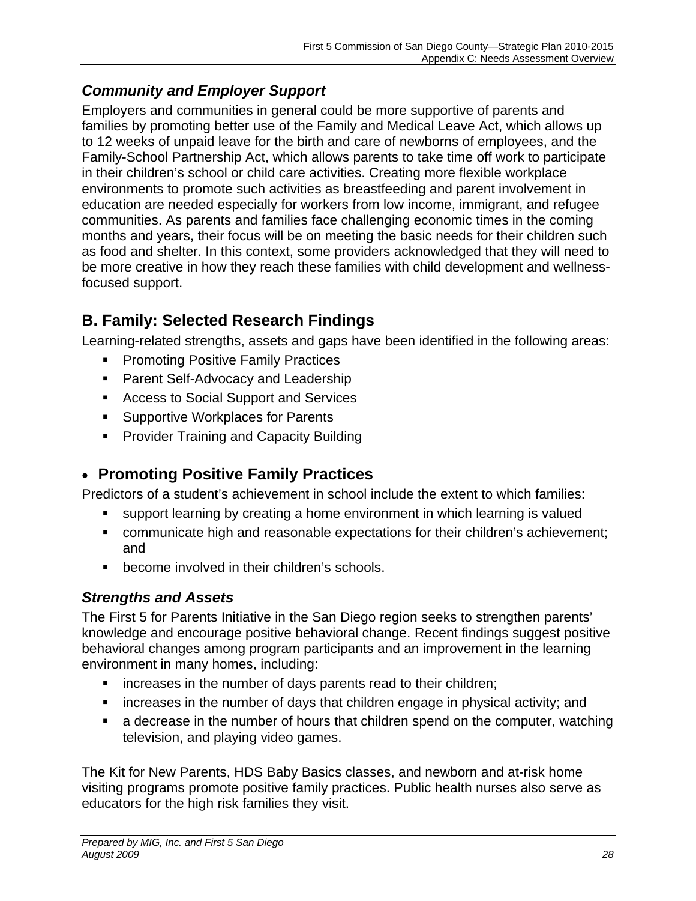### *Community and Employer Support*

Employers and communities in general could be more supportive of parents and families by promoting better use of the Family and Medical Leave Act, which allows up to 12 weeks of unpaid leave for the birth and care of newborns of employees, and the Family-School Partnership Act, which allows parents to take time off work to participate in their children's school or child care activities. Creating more flexible workplace environments to promote such activities as breastfeeding and parent involvement in education are needed especially for workers from low income, immigrant, and refugee communities. As parents and families face challenging economic times in the coming months and years, their focus will be on meeting the basic needs for their children such as food and shelter. In this context, some providers acknowledged that they will need to be more creative in how they reach these families with child development and wellness-focused support.

## B. Family: Selected Research Findings

Learning-related strengths, assets and gaps have been identified in the following areas:

- Promoting Positive Family Practices
- Parent Self-Advocacy and Leadership
- Access to Social Support and Services
- Supportive Workplaces for Parents
- Provider Training and Capacity Building

## • Promoting Positive Family Practices

Predictors of a student's achievement in school include the extent to which families:

- support learning by creating a home environment in which learning is valued
- communicate high and reasonable expectations for their children's achievement; and
- become involved in their children's schools.

### *Strengths and Assets*

The First 5 for Parents Initiative in the San Diego region seeks to strengthen parents' knowledge and encourage positive behavioral change. Recent findings suggest positive behavioral changes among program participants and an improvement in the learning environment in many homes, including:

- increases in the number of days parents read to their children;
- increases in the number of days that children engage in physical activity; and
- a decrease in the number of hours that children spend on the computer, watching television, and playing video games.

The Kit for New Parents, HDS Baby Basics classes, and newborn and at-risk home visiting programs promote positive family practices. Public health nurses also serve as educators for the high risk families they visit.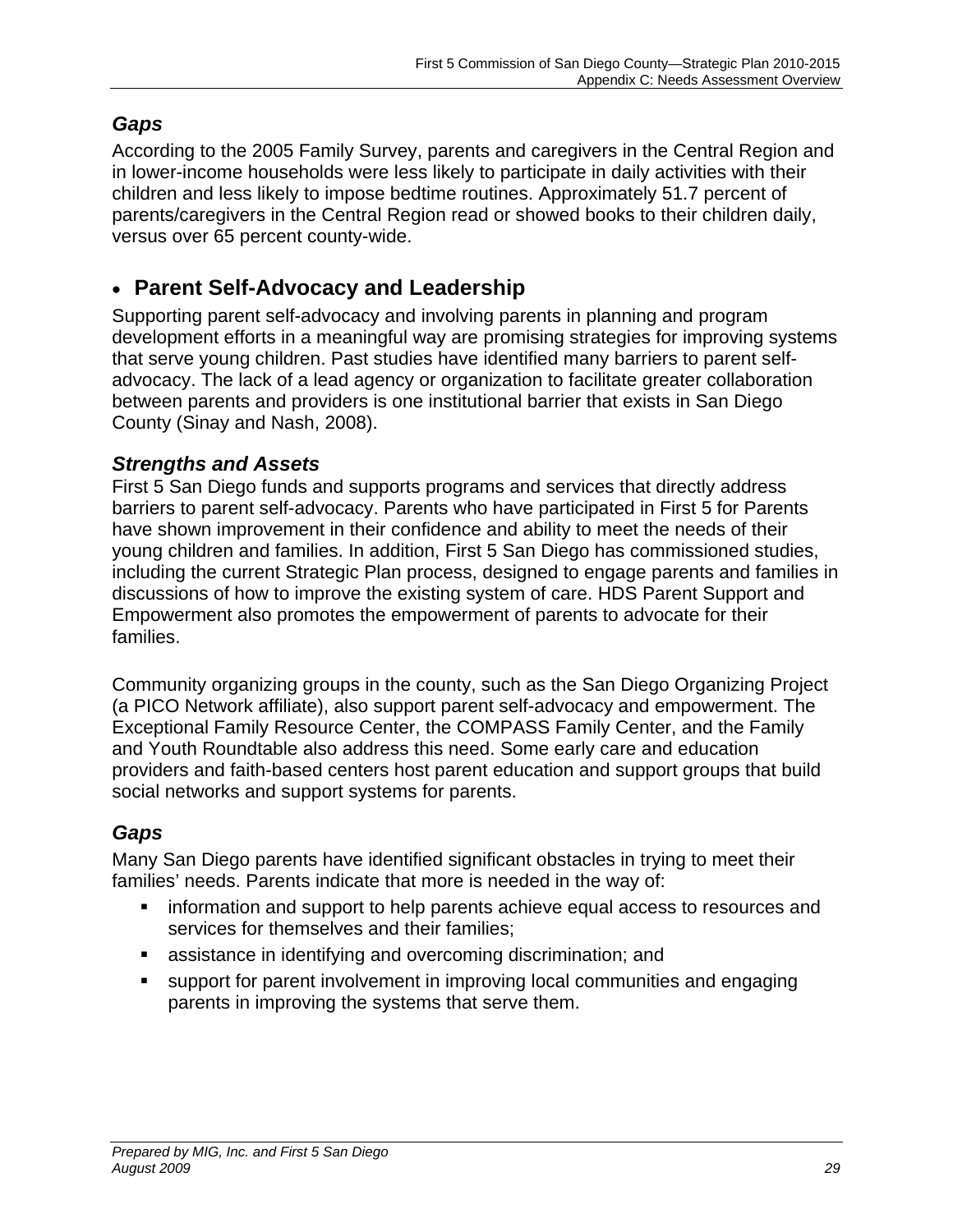### *Gaps*

According to the 2005 Family Survey, parents and caregivers in the Central Region and in lower-income households were less likely to participate in daily activities with their children and less likely to impose bedtime routines. Approximately 51.7 percent of parents/caregivers in the Central Region read or showed books to their children daily, versus over 65 percent county-wide.

## • Parent Self-Advocacy and Leadership

Supporting parent self-advocacy and involving parents in planning and program development efforts in a meaningful way are promising strategies for improving systems that serve young children. Past studies have identified many barriers to parent self-advocacy. The lack of a lead agency or organization to facilitate greater collaboration between parents and providers is one institutional barrier that exists in San Diego County (Sinay and Nash, 2008).

### *Strengths and Assets*

First 5 San Diego funds and supports programs and services that directly address barriers to parent self-advocacy. Parents who have participated in First 5 for Parents have shown improvement in their confidence and ability to meet the needs of their young children and families. In addition, First 5 San Diego has commissioned studies, including the current Strategic Plan process, designed to engage parents and families in discussions of how to improve the existing system of care. HDS Parent Support and Empowerment also promotes the empowerment of parents to advocate for their families.

Community organizing groups in the county, such as the San Diego Organizing Project (a PICO Network affiliate), also support parent self-advocacy and empowerment. The Exceptional Family Resource Center, the COMPASS Family Center, and the Family and Youth Roundtable also address this need. Some early care and education providers and faith-based centers host parent education and support groups that build social networks and support systems for parents.

### *Gaps*

Many San Diego parents have identified significant obstacles in trying to meet their families' needs. Parents indicate that more is needed in the way of:

- information and support to help parents achieve equal access to resources and services for themselves and their families;
- assistance in identifying and overcoming discrimination; and
- support for parent involvement in improving local communities and engaging parents in improving the systems that serve them.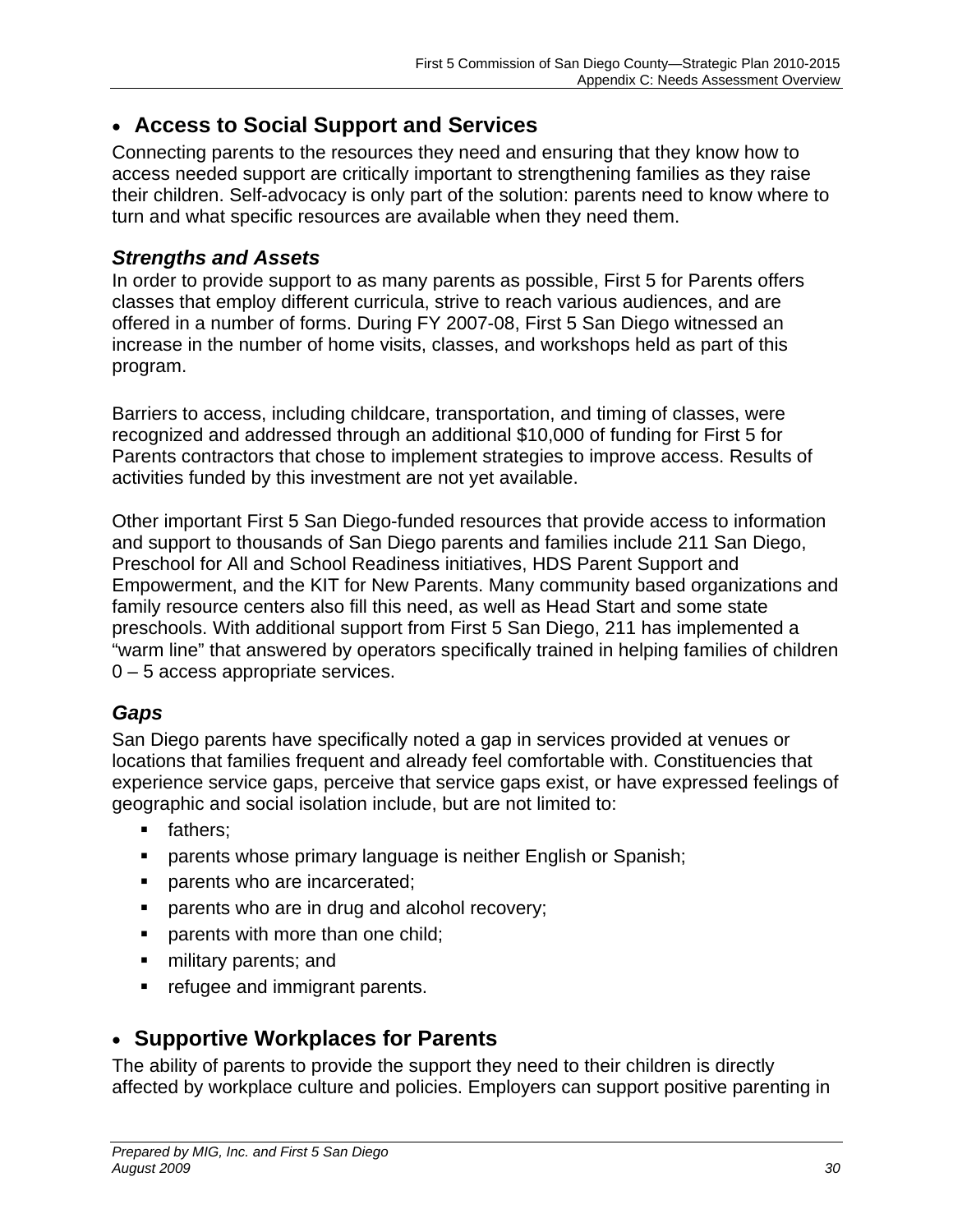- ## Access to Social Support and Services

Connecting parents to the resources they need and ensuring that they know how to access needed support are critically important to strengthening families as they raise their children. Self-advocacy is only part of the solution: parents need to know where to turn and what specific resources are available when they need them.

### *Strengths and Assets*

In order to provide support to as many parents as possible, First 5 for Parents offers classes that employ different curricula, strive to reach various audiences, and are offered in a number of forms. During FY 2007-08, First 5 San Diego witnessed an increase in the number of home visits, classes, and workshops held as part of this program.

Barriers to access, including childcare, transportation, and timing of classes, were recognized and addressed through an additional $10,000 of funding for First 5 for Parents contractors that chose to implement strategies to improve access. Results of activities funded by this investment are not yet available.

Other important First 5 San Diego-funded resources that provide access to information and support to thousands of San Diego parents and families include 211 San Diego, Preschool for All and School Readiness initiatives, HDS Parent Support and Empowerment, and the KIT for New Parents. Many community based organizations and family resource centers also fill this need, as well as Head Start and some state preschools. With additional support from First 5 San Diego, 211 has implemented a "warm line" that answered by operators specifically trained in helping families of children 0 – 5 access appropriate services.

### *Gaps*

San Diego parents have specifically noted a gap in services provided at venues or locations that families frequent and already feel comfortable with. Constituencies that experience service gaps, perceive that service gaps exist, or have expressed feelings of geographic and social isolation include, but are not limited to:

- fathers;
- parents whose primary language is neither English or Spanish;
- parents who are incarcerated;
- parents who are in drug and alcohol recovery;
- parents with more than one child;
- military parents; and
- refugee and immigrant parents.

- ## Supportive Workplaces for Parents

The ability of parents to provide the support they need to their children is directly affected by workplace culture and policies. Employers can support positive parenting in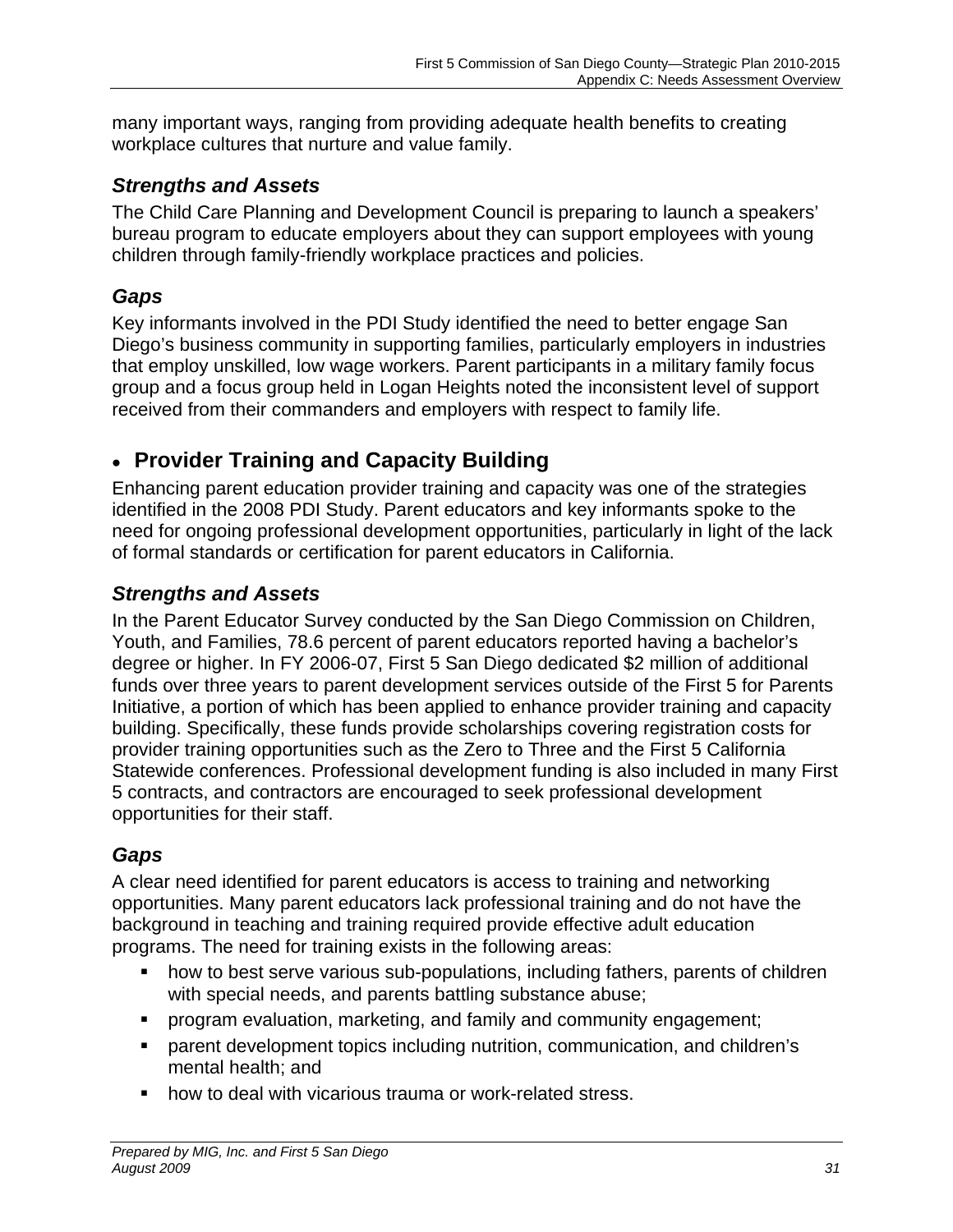many important ways, ranging from providing adequate health benefits to creating workplace cultures that nurture and value family.

### *Strengths and Assets*

The Child Care Planning and Development Council is preparing to launch a speakers' bureau program to educate employers about they can support employees with young children through family-friendly workplace practices and policies.

### *Gaps*

Key informants involved in the PDI Study identified the need to better engage San Diego's business community in supporting families, particularly employers in industries that employ unskilled, low wage workers. Parent participants in a military family focus group and a focus group held in Logan Heights noted the inconsistent level of support received from their commanders and employers with respect to family life.

## • Provider Training and Capacity Building

Enhancing parent education provider training and capacity was one of the strategies identified in the 2008 PDI Study. Parent educators and key informants spoke to the need for ongoing professional development opportunities, particularly in light of the lack of formal standards or certification for parent educators in California.

### *Strengths and Assets*

In the Parent Educator Survey conducted by the San Diego Commission on Children, Youth, and Families, 78.6 percent of parent educators reported having a bachelor's degree or higher. In FY 2006-07, First 5 San Diego dedicated $2 million of additional funds over three years to parent development services outside of the First 5 for Parents Initiative, a portion of which has been applied to enhance provider training and capacity building. Specifically, these funds provide scholarships covering registration costs for provider training opportunities such as the Zero to Three and the First 5 California Statewide conferences. Professional development funding is also included in many First 5 contracts, and contractors are encouraged to seek professional development opportunities for their staff.

### *Gaps*

A clear need identified for parent educators is access to training and networking opportunities. Many parent educators lack professional training and do not have the background in teaching and training required provide effective adult education programs. The need for training exists in the following areas:

- how to best serve various sub-populations, including fathers, parents of children with special needs, and parents battling substance abuse;
- program evaluation, marketing, and family and community engagement;
- parent development topics including nutrition, communication, and children's mental health; and
- how to deal with vicarious trauma or work-related stress.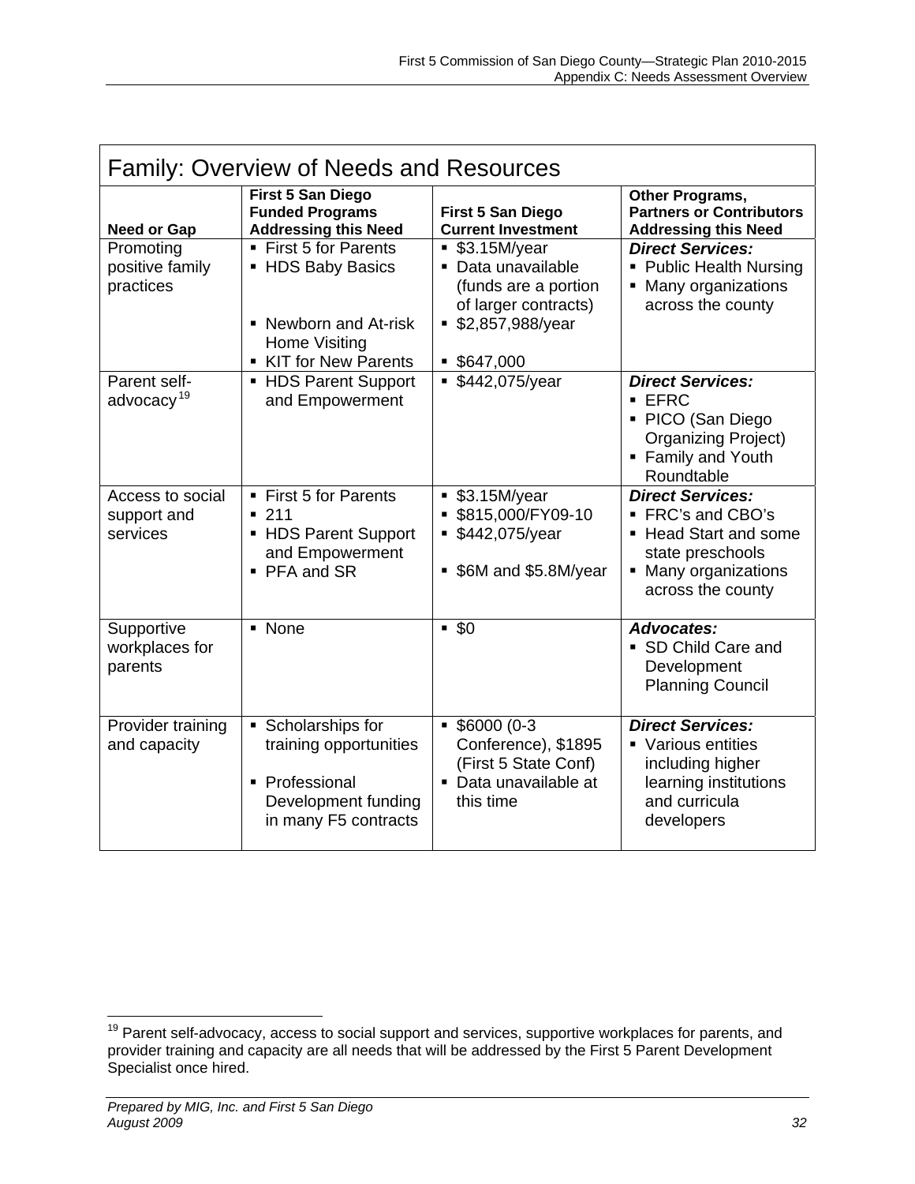## Family: Overview of Needs and Resources

| Need or Gap | First 5 San Diego Funded Programs Addressing this Need | First 5 San Diego Current Investment | Other Programs, Partners or Contributors Addressing this Need |
|---|---|---|---|
| Promoting positive family practices | ▪ First 5 for Parents<br>▪ HDS Baby Basics<br>▪ Newborn and At-risk Home Visiting<br>▪ KIT for New Parents | ▪ $3.15M/year<br>▪ Data unavailable (funds are a portion of larger contracts)<br>▪ $2,857,988/year<br>▪ $647,000 | ***Direct Services:***<br>▪ Public Health Nursing<br>▪ Many organizations across the county |
| Parent self-advocacy[19] | ▪ HDS Parent Support and Empowerment | ▪ $442,075/year | ***Direct Services:***<br>▪ EFRC<br>▪ PICO (San Diego Organizing Project)<br>▪ Family and Youth Roundtable |
| Access to social support and services | ▪ First 5 for Parents<br>▪ 211<br>▪ HDS Parent Support and Empowerment<br>▪ PFA and SR | ▪ $3.15M/year<br>▪ $815,000/FY09-10<br>▪ $442,075/year<br>▪ $6M and $5.8M/year | ***Direct Services:***<br>▪ FRC's and CBO's<br>▪ Head Start and some state preschools<br>▪ Many organizations across the county |
| Supportive workplaces for parents | ▪ None | ▪ $0 | ***Advocates:***<br>▪ SD Child Care and Development Planning Council |
| Provider training and capacity | ▪ Scholarships for training opportunities<br>▪ Professional Development funding in many F5 contracts | ▪ $6000 (0-3 Conference), $1895 (First 5 State Conf)<br>▪ Data unavailable at this time | ***Direct Services:***<br>▪ Various entities including higher learning institutions and curricula developers |

[19] Parent self-advocacy, access to social support and services, supportive workplaces for parents, and provider training and capacity are all needs that will be addressed by the First 5 Parent Development Specialist once hired.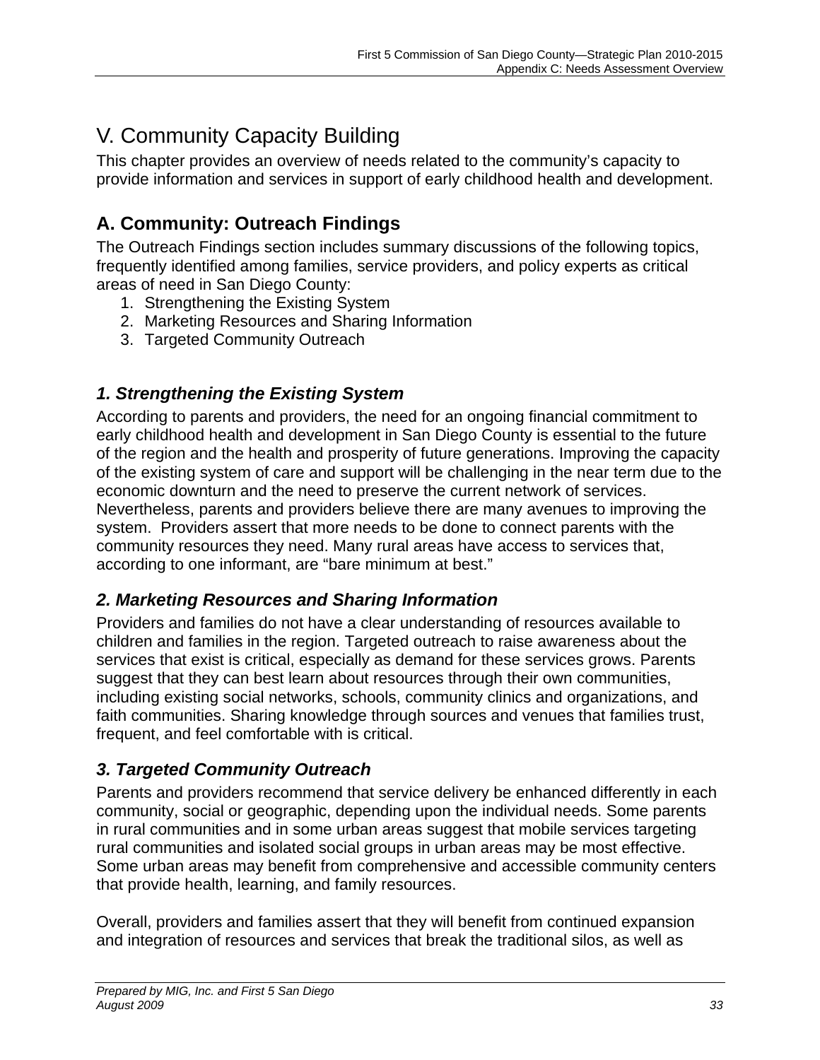# V. Community Capacity Building

This chapter provides an overview of needs related to the community's capacity to provide information and services in support of early childhood health and development.

## A. Community: Outreach Findings

The Outreach Findings section includes summary discussions of the following topics, frequently identified among families, service providers, and policy experts as critical areas of need in San Diego County:

1. Strengthening the Existing System
2. Marketing Resources and Sharing Information
3. Targeted Community Outreach

### *1. Strengthening the Existing System*

According to parents and providers, the need for an ongoing financial commitment to early childhood health and development in San Diego County is essential to the future of the region and the health and prosperity of future generations. Improving the capacity of the existing system of care and support will be challenging in the near term due to the economic downturn and the need to preserve the current network of services. Nevertheless, parents and providers believe there are many avenues to improving the system. Providers assert that more needs to be done to connect parents with the community resources they need. Many rural areas have access to services that, according to one informant, are "bare minimum at best."

### *2. Marketing Resources and Sharing Information*

Providers and families do not have a clear understanding of resources available to children and families in the region. Targeted outreach to raise awareness about the services that exist is critical, especially as demand for these services grows. Parents suggest that they can best learn about resources through their own communities, including existing social networks, schools, community clinics and organizations, and faith communities. Sharing knowledge through sources and venues that families trust, frequent, and feel comfortable with is critical.

### *3. Targeted Community Outreach*

Parents and providers recommend that service delivery be enhanced differently in each community, social or geographic, depending upon the individual needs. Some parents in rural communities and in some urban areas suggest that mobile services targeting rural communities and isolated social groups in urban areas may be most effective. Some urban areas may benefit from comprehensive and accessible community centers that provide health, learning, and family resources.

Overall, providers and families assert that they will benefit from continued expansion and integration of resources and services that break the traditional silos, as well as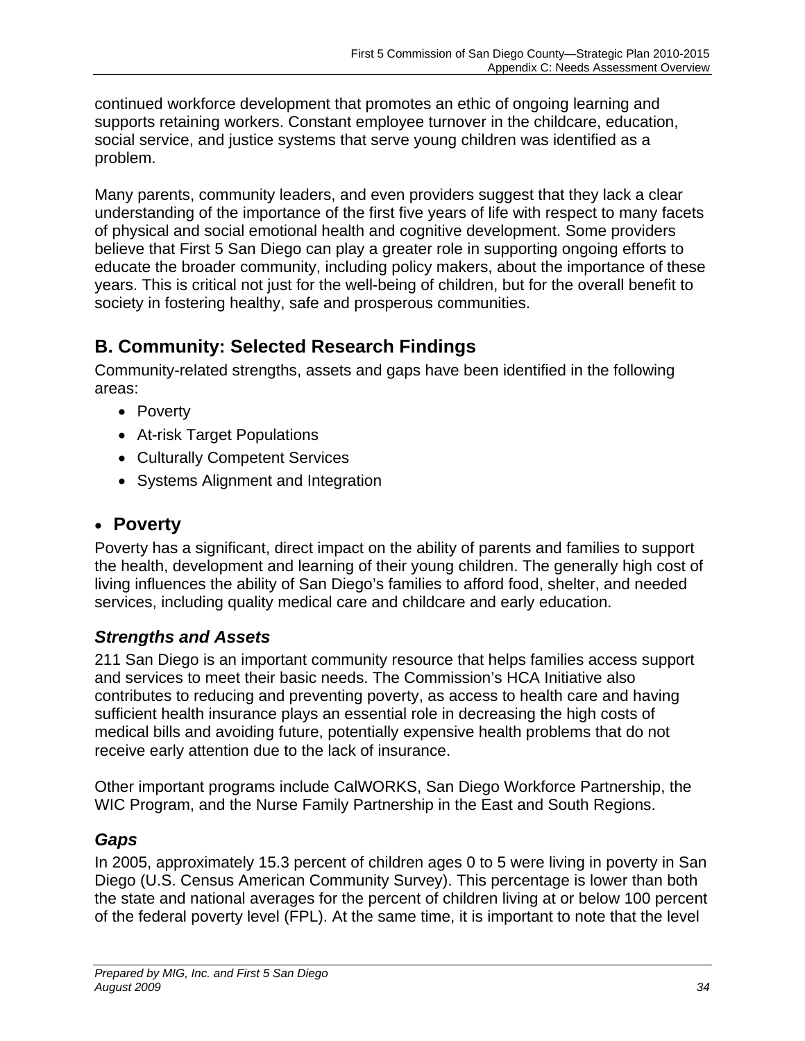continued workforce development that promotes an ethic of ongoing learning and supports retaining workers. Constant employee turnover in the childcare, education, social service, and justice systems that serve young children was identified as a problem.

Many parents, community leaders, and even providers suggest that they lack a clear understanding of the importance of the first five years of life with respect to many facets of physical and social emotional health and cognitive development. Some providers believe that First 5 San Diego can play a greater role in supporting ongoing efforts to educate the broader community, including policy makers, about the importance of these years. This is critical not just for the well-being of children, but for the overall benefit to society in fostering healthy, safe and prosperous communities.

## B. Community: Selected Research Findings

Community-related strengths, assets and gaps have been identified in the following areas:

- Poverty
- At-risk Target Populations
- Culturally Competent Services
- Systems Alignment and Integration

## • Poverty

Poverty has a significant, direct impact on the ability of parents and families to support the health, development and learning of their young children. The generally high cost of living influences the ability of San Diego's families to afford food, shelter, and needed services, including quality medical care and childcare and early education.

### *Strengths and Assets*

211 San Diego is an important community resource that helps families access support and services to meet their basic needs. The Commission's HCA Initiative also contributes to reducing and preventing poverty, as access to health care and having sufficient health insurance plays an essential role in decreasing the high costs of medical bills and avoiding future, potentially expensive health problems that do not receive early attention due to the lack of insurance.

Other important programs include CalWORKS, San Diego Workforce Partnership, the WIC Program, and the Nurse Family Partnership in the East and South Regions.

### *Gaps*

In 2005, approximately 15.3 percent of children ages 0 to 5 were living in poverty in San Diego (U.S. Census American Community Survey). This percentage is lower than both the state and national averages for the percent of children living at or below 100 percent of the federal poverty level (FPL). At the same time, it is important to note that the level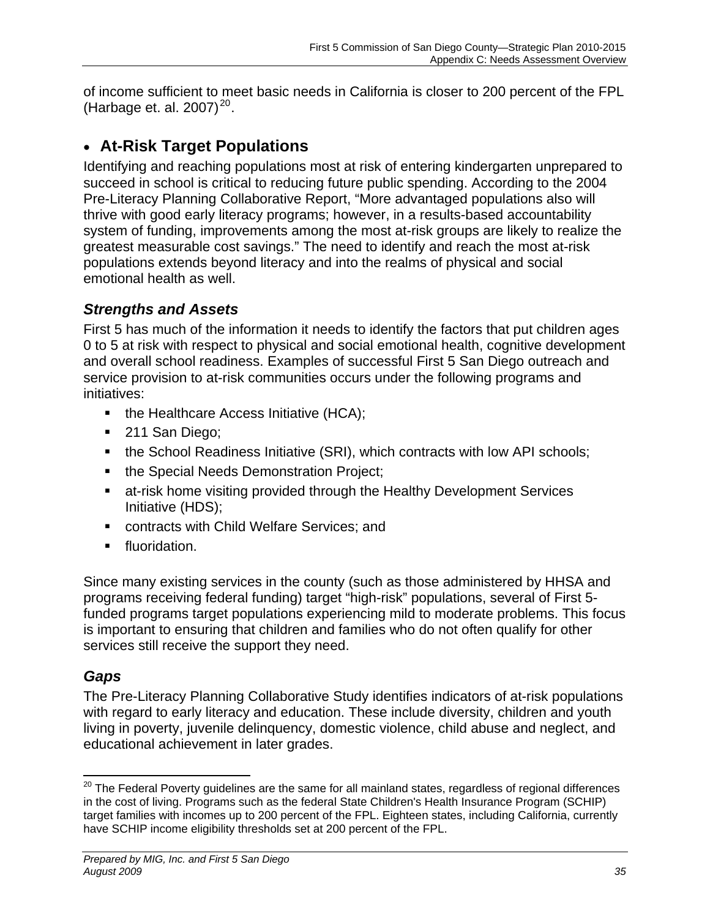of income sufficient to meet basic needs in California is closer to 200 percent of the FPL (Harbage et. al. 2007)[20].

## • At-Risk Target Populations

Identifying and reaching populations most at risk of entering kindergarten unprepared to succeed in school is critical to reducing future public spending. According to the 2004 Pre-Literacy Planning Collaborative Report, "More advantaged populations also will thrive with good early literacy programs; however, in a results-based accountability system of funding, improvements among the most at-risk groups are likely to realize the greatest measurable cost savings." The need to identify and reach the most at-risk populations extends beyond literacy and into the realms of physical and social emotional health as well.

### *Strengths and Assets*

First 5 has much of the information it needs to identify the factors that put children ages 0 to 5 at risk with respect to physical and social emotional health, cognitive development and overall school readiness. Examples of successful First 5 San Diego outreach and service provision to at-risk communities occurs under the following programs and initiatives:

- the Healthcare Access Initiative (HCA);
- 211 San Diego;
- the School Readiness Initiative (SRI), which contracts with low API schools;
- the Special Needs Demonstration Project;
- at-risk home visiting provided through the Healthy Development Services Initiative (HDS);
- contracts with Child Welfare Services; and
- fluoridation.

Since many existing services in the county (such as those administered by HHSA and programs receiving federal funding) target "high-risk" populations, several of First 5-funded programs target populations experiencing mild to moderate problems. This focus is important to ensuring that children and families who do not often qualify for other services still receive the support they need.

### *Gaps*

The Pre-Literacy Planning Collaborative Study identifies indicators of at-risk populations with regard to early literacy and education. These include diversity, children and youth living in poverty, juvenile delinquency, domestic violence, child abuse and neglect, and educational achievement in later grades.

---

[20] The Federal Poverty guidelines are the same for all mainland states, regardless of regional differences in the cost of living. Programs such as the federal State Children's Health Insurance Program (SCHIP) target families with incomes up to 200 percent of the FPL. Eighteen states, including California, currently have SCHIP income eligibility thresholds set at 200 percent of the FPL.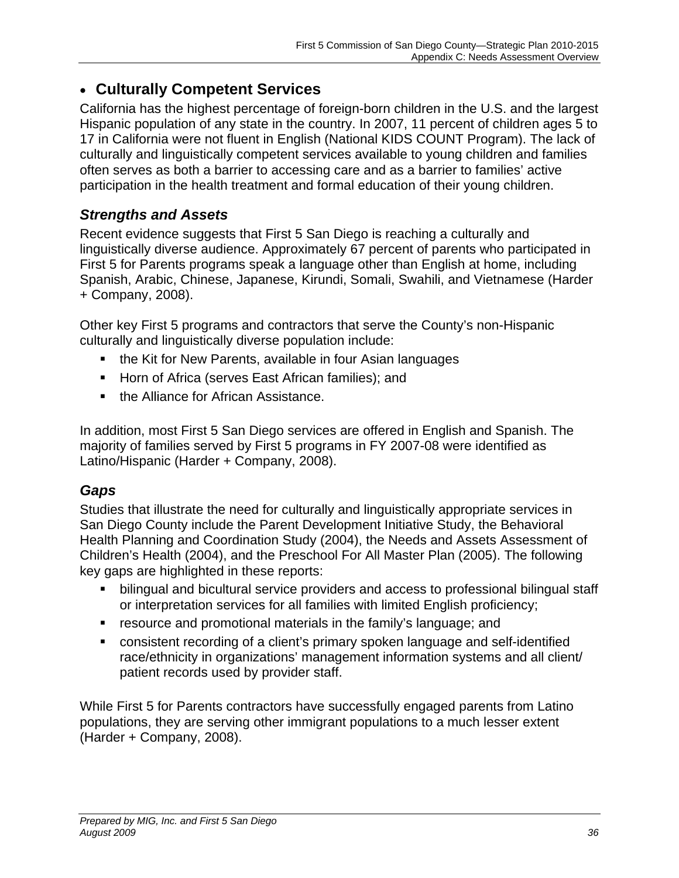- **Culturally Competent Services**

California has the highest percentage of foreign-born children in the U.S. and the largest Hispanic population of any state in the country. In 2007, 11 percent of children ages 5 to 17 in California were not fluent in English (National KIDS COUNT Program). The lack of culturally and linguistically competent services available to young children and families often serves as both a barrier to accessing care and as a barrier to families' active participation in the health treatment and formal education of their young children.

### *Strengths and Assets*

Recent evidence suggests that First 5 San Diego is reaching a culturally and linguistically diverse audience. Approximately 67 percent of parents who participated in First 5 for Parents programs speak a language other than English at home, including Spanish, Arabic, Chinese, Japanese, Kirundi, Somali, Swahili, and Vietnamese (Harder + Company, 2008).

Other key First 5 programs and contractors that serve the County's non-Hispanic culturally and linguistically diverse population include:

- the Kit for New Parents, available in four Asian languages
- Horn of Africa (serves East African families); and
- the Alliance for African Assistance.

In addition, most First 5 San Diego services are offered in English and Spanish. The majority of families served by First 5 programs in FY 2007-08 were identified as Latino/Hispanic (Harder + Company, 2008).

### *Gaps*

Studies that illustrate the need for culturally and linguistically appropriate services in San Diego County include the Parent Development Initiative Study, the Behavioral Health Planning and Coordination Study (2004), the Needs and Assets Assessment of Children's Health (2004), and the Preschool For All Master Plan (2005). The following key gaps are highlighted in these reports:

- bilingual and bicultural service providers and access to professional bilingual staff or interpretation services for all families with limited English proficiency;
- resource and promotional materials in the family's language; and
- consistent recording of a client's primary spoken language and self-identified race/ethnicity in organizations' management information systems and all client/ patient records used by provider staff.

While First 5 for Parents contractors have successfully engaged parents from Latino populations, they are serving other immigrant populations to a much lesser extent (Harder + Company, 2008).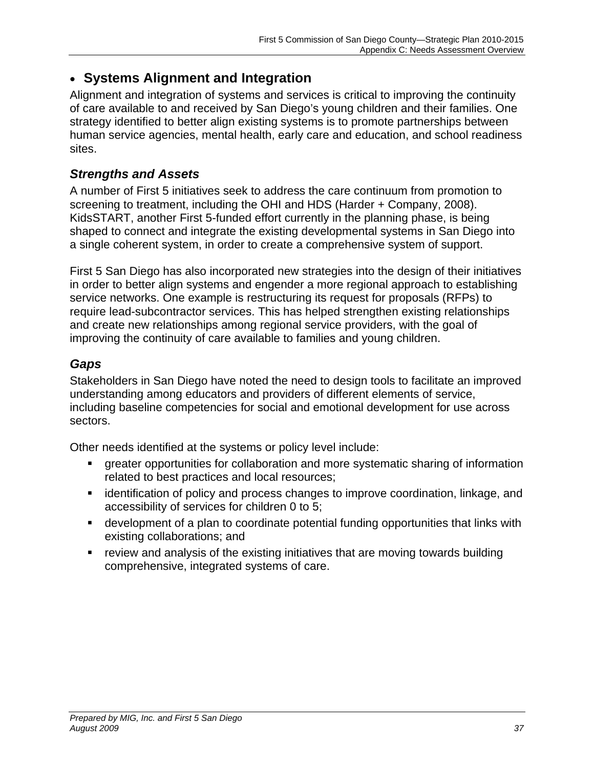- **Systems Alignment and Integration**

Alignment and integration of systems and services is critical to improving the continuity of care available to and received by San Diego's young children and their families. One strategy identified to better align existing systems is to promote partnerships between human service agencies, mental health, early care and education, and school readiness sites.

### *Strengths and Assets*

A number of First 5 initiatives seek to address the care continuum from promotion to screening to treatment, including the OHI and HDS (Harder + Company, 2008). KidsSTART, another First 5-funded effort currently in the planning phase, is being shaped to connect and integrate the existing developmental systems in San Diego into a single coherent system, in order to create a comprehensive system of support.

First 5 San Diego has also incorporated new strategies into the design of their initiatives in order to better align systems and engender a more regional approach to establishing service networks. One example is restructuring its request for proposals (RFPs) to require lead-subcontractor services. This has helped strengthen existing relationships and create new relationships among regional service providers, with the goal of improving the continuity of care available to families and young children.

### *Gaps*

Stakeholders in San Diego have noted the need to design tools to facilitate an improved understanding among educators and providers of different elements of service, including baseline competencies for social and emotional development for use across sectors.

Other needs identified at the systems or policy level include:

- greater opportunities for collaboration and more systematic sharing of information related to best practices and local resources;
- identification of policy and process changes to improve coordination, linkage, and accessibility of services for children 0 to 5;
- development of a plan to coordinate potential funding opportunities that links with existing collaborations; and
- review and analysis of the existing initiatives that are moving towards building comprehensive, integrated systems of care.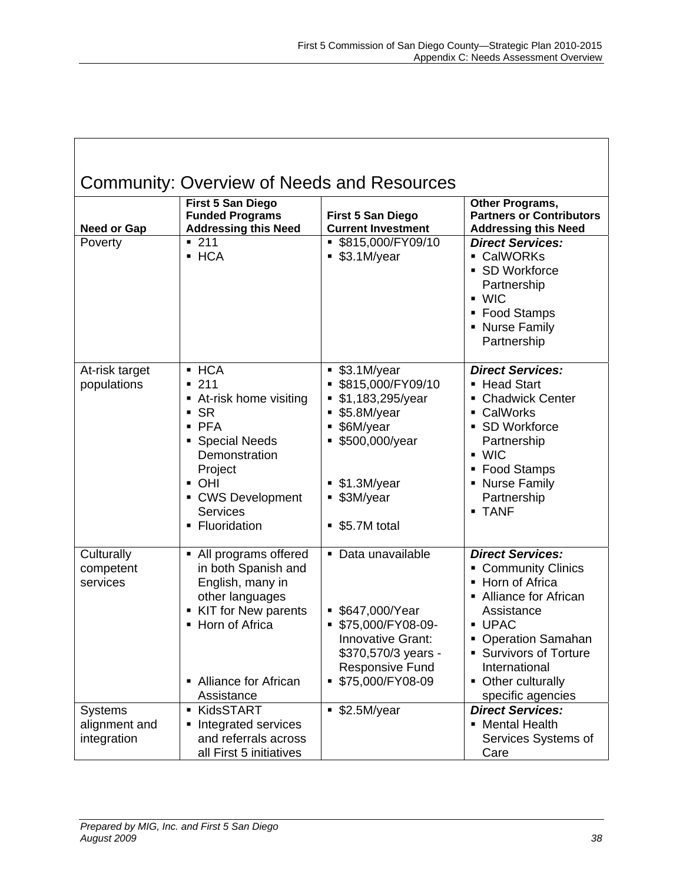## Community: Overview of Needs and Resources

| Need or Gap | First 5 San Diego Funded Programs Addressing this Need | First 5 San Diego Current Investment | Other Programs, Partners or Contributors Addressing this Need |
|---|---|---|---|
| Poverty | ▪ 211<br>▪ HCA | ▪ $815,000/FY09/10<br>▪ $3.1M/year | ***Direct Services:***<br>▪ CalWORKs<br>▪ SD Workforce Partnership<br>▪ WIC<br>▪ Food Stamps<br>▪ Nurse Family Partnership |
| At-risk target populations | ▪ HCA<br>▪ 211<br>▪ At-risk home visiting<br>▪ SR<br>▪ PFA<br>▪ Special Needs Demonstration Project<br>▪ OHI<br>▪ CWS Development Services<br>▪ Fluoridation | ▪ $3.1M/year<br>▪ $815,000/FY09/10<br>▪ $1,183,295/year<br>▪ $5.8M/year<br>▪ $6M/year<br>▪ $500,000/year<br>▪ $1.3M/year<br>▪ $3M/year<br>▪ $5.7M total | ***Direct Services:***<br>▪ Head Start<br>▪ Chadwick Center<br>▪ CalWorks<br>▪ SD Workforce Partnership<br>▪ WIC<br>▪ Food Stamps<br>▪ Nurse Family Partnership<br>▪ TANF |
| Culturally competent services | ▪ All programs offered in both Spanish and English, many in other languages<br>▪ KIT for New parents<br>▪ Horn of Africa<br>▪ Alliance for African Assistance | ▪ Data unavailable<br>▪ $647,000/Year<br>▪ $75,000/FY08-09-Innovative Grant: $370,570/3 years - Responsive Fund<br>▪ $75,000/FY08-09 | ***Direct Services:***<br>▪ Community Clinics<br>▪ Horn of Africa<br>▪ Alliance for African Assistance<br>▪ UPAC<br>▪ Operation Samahan<br>▪ Survivors of Torture International<br>▪ Other culturally specific agencies |
| Systems alignment and integration | ▪ KidsSTART<br>▪ Integrated services and referrals across all First 5 initiatives | ▪ $2.5M/year | ***Direct Services:***<br>▪ Mental Health Services Systems of Care |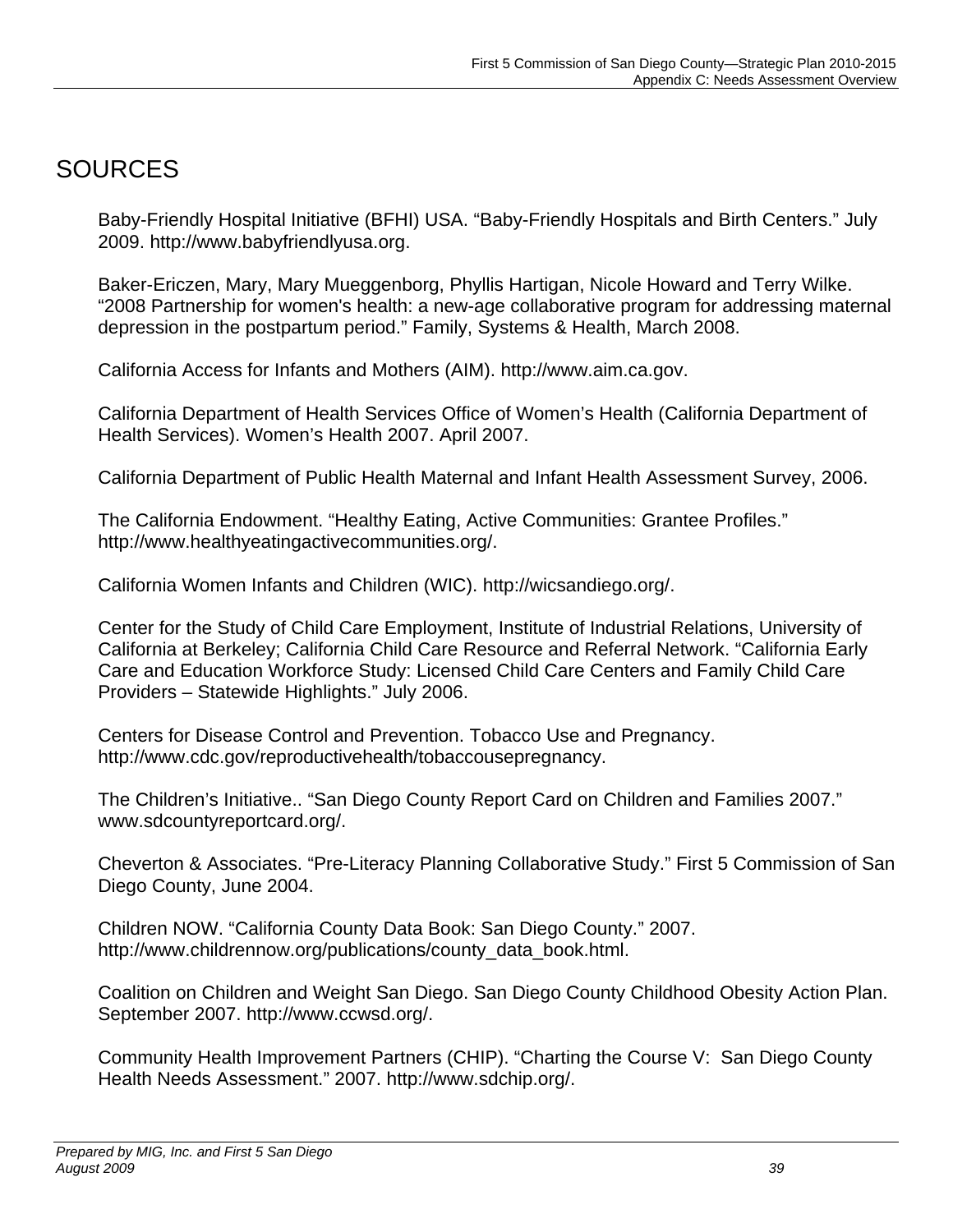# SOURCES

Baby-Friendly Hospital Initiative (BFHI) USA. “Baby-Friendly Hospitals and Birth Centers.” July 2009. http://www.babyfriendlyusa.org.

Baker-Ericzen, Mary, Mary Mueggenborg, Phyllis Hartigan, Nicole Howard and Terry Wilke. “2008 Partnership for women's health: a new-age collaborative program for addressing maternal depression in the postpartum period.” Family, Systems & Health, March 2008.

California Access for Infants and Mothers (AIM). http://www.aim.ca.gov.

California Department of Health Services Office of Women’s Health (California Department of Health Services). Women’s Health 2007. April 2007.

California Department of Public Health Maternal and Infant Health Assessment Survey, 2006.

The California Endowment. “Healthy Eating, Active Communities: Grantee Profiles.” http://www.healthyeatingactivecommunities.org/.

California Women Infants and Children (WIC). http://wicsandiego.org/.

Center for the Study of Child Care Employment, Institute of Industrial Relations, University of California at Berkeley; California Child Care Resource and Referral Network. “California Early Care and Education Workforce Study: Licensed Child Care Centers and Family Child Care Providers – Statewide Highlights.” July 2006.

Centers for Disease Control and Prevention. Tobacco Use and Pregnancy. http://www.cdc.gov/reproductivehealth/tobaccousepregnancy.

The Children’s Initiative.. “San Diego County Report Card on Children and Families 2007.” www.sdcountyreportcard.org/.

Cheverton & Associates. “Pre-Literacy Planning Collaborative Study.” First 5 Commission of San Diego County, June 2004.

Children NOW. “California County Data Book: San Diego County.” 2007. http://www.childrennow.org/publications/county_data_book.html.

Coalition on Children and Weight San Diego. San Diego County Childhood Obesity Action Plan. September 2007. http://www.ccwsd.org/.

Community Health Improvement Partners (CHIP). “Charting the Course V: San Diego County Health Needs Assessment.” 2007. http://www.sdchip.org/.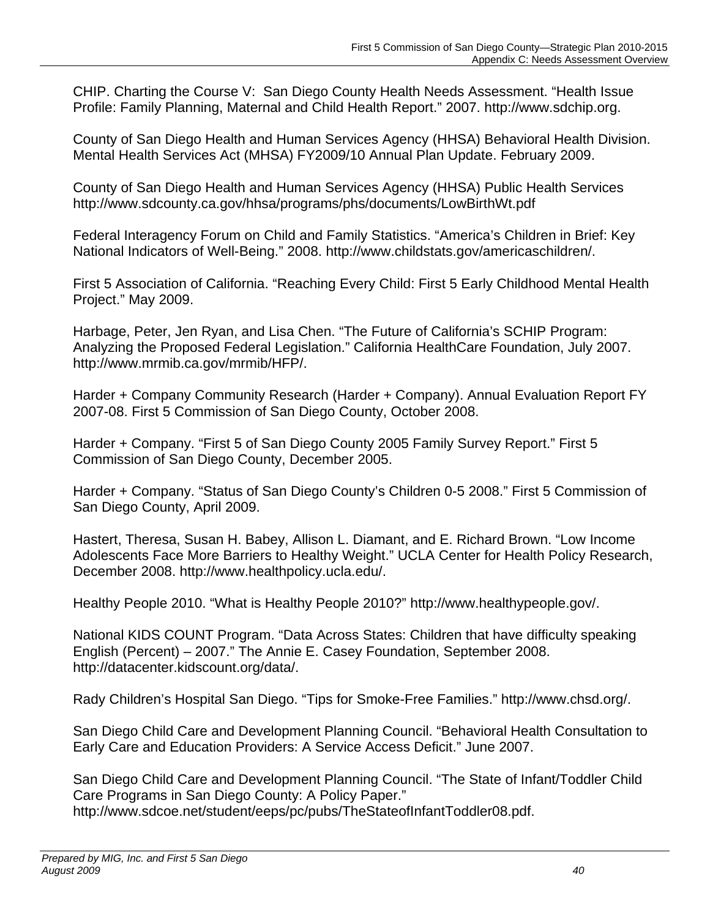CHIP. Charting the Course V: San Diego County Health Needs Assessment. "Health Issue Profile: Family Planning, Maternal and Child Health Report." 2007. http://www.sdchip.org.

County of San Diego Health and Human Services Agency (HHSA) Behavioral Health Division. Mental Health Services Act (MHSA) FY2009/10 Annual Plan Update. February 2009.

County of San Diego Health and Human Services Agency (HHSA) Public Health Services http://www.sdcounty.ca.gov/hhsa/programs/phs/documents/LowBirthWt.pdf

Federal Interagency Forum on Child and Family Statistics. "America's Children in Brief: Key National Indicators of Well-Being." 2008. http://www.childstats.gov/americaschildren/.

First 5 Association of California. "Reaching Every Child: First 5 Early Childhood Mental Health Project." May 2009.

Harbage, Peter, Jen Ryan, and Lisa Chen. "The Future of California's SCHIP Program: Analyzing the Proposed Federal Legislation." California HealthCare Foundation, July 2007. http://www.mrmib.ca.gov/mrmib/HFP/.

Harder + Company Community Research (Harder + Company). Annual Evaluation Report FY 2007-08. First 5 Commission of San Diego County, October 2008.

Harder + Company. "First 5 of San Diego County 2005 Family Survey Report." First 5 Commission of San Diego County, December 2005.

Harder + Company. "Status of San Diego County's Children 0-5 2008." First 5 Commission of San Diego County, April 2009.

Hastert, Theresa, Susan H. Babey, Allison L. Diamant, and E. Richard Brown. "Low Income Adolescents Face More Barriers to Healthy Weight." UCLA Center for Health Policy Research, December 2008. http://www.healthpolicy.ucla.edu/.

Healthy People 2010. "What is Healthy People 2010?" http://www.healthypeople.gov/.

National KIDS COUNT Program. "Data Across States: Children that have difficulty speaking English (Percent) – 2007." The Annie E. Casey Foundation, September 2008. http://datacenter.kidscount.org/data/.

Rady Children's Hospital San Diego. "Tips for Smoke-Free Families." http://www.chsd.org/.

San Diego Child Care and Development Planning Council. "Behavioral Health Consultation to Early Care and Education Providers: A Service Access Deficit." June 2007.

San Diego Child Care and Development Planning Council. "The State of Infant/Toddler Child Care Programs in San Diego County: A Policy Paper." http://www.sdcoe.net/student/eeps/pc/pubs/TheStateofInfantToddler08.pdf.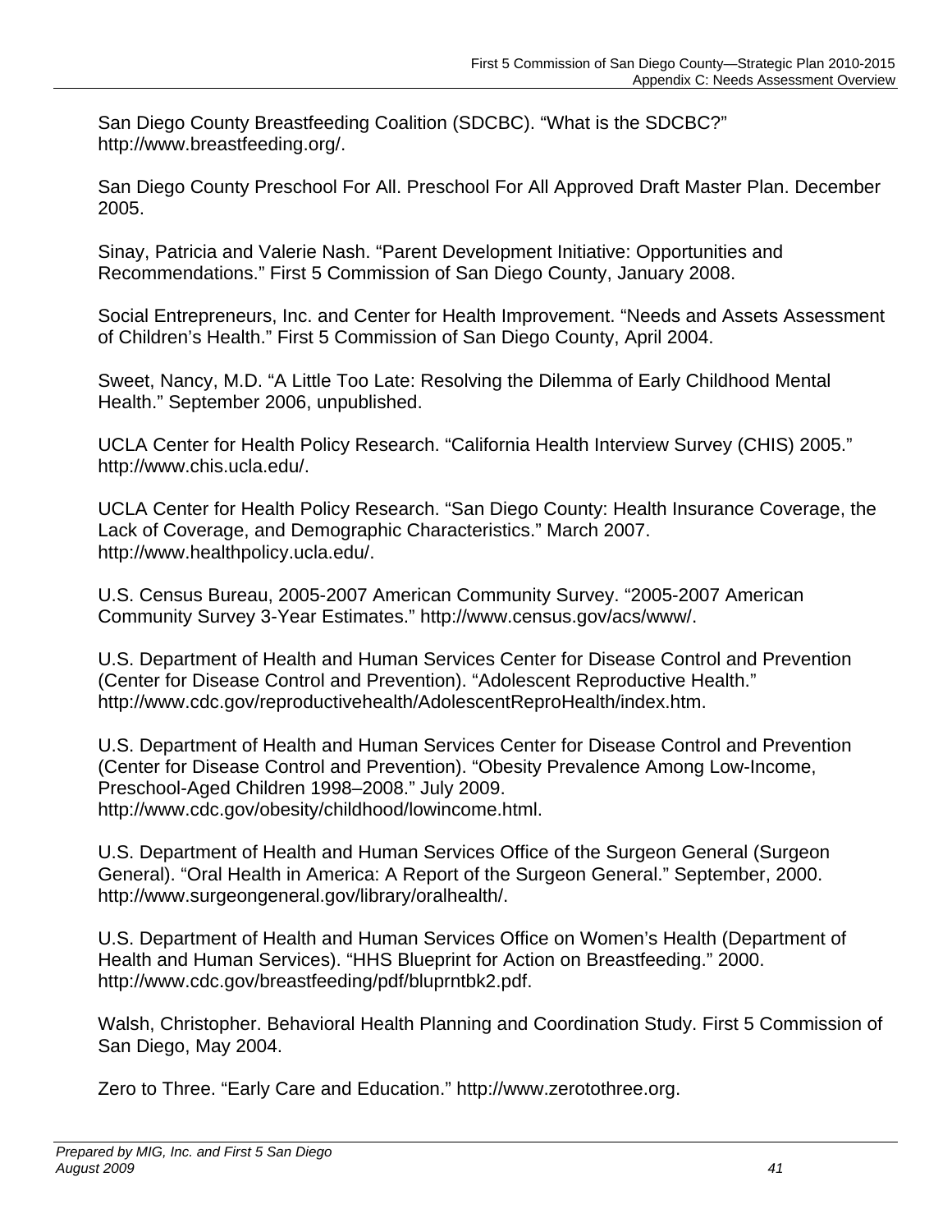San Diego County Breastfeeding Coalition (SDCBC). "What is the SDCBC?" http://www.breastfeeding.org/.

San Diego County Preschool For All. Preschool For All Approved Draft Master Plan. December 2005.

Sinay, Patricia and Valerie Nash. "Parent Development Initiative: Opportunities and Recommendations." First 5 Commission of San Diego County, January 2008.

Social Entrepreneurs, Inc. and Center for Health Improvement. "Needs and Assets Assessment of Children's Health." First 5 Commission of San Diego County, April 2004.

Sweet, Nancy, M.D. "A Little Too Late: Resolving the Dilemma of Early Childhood Mental Health." September 2006, unpublished.

UCLA Center for Health Policy Research. "California Health Interview Survey (CHIS) 2005." http://www.chis.ucla.edu/.

UCLA Center for Health Policy Research. "San Diego County: Health Insurance Coverage, the Lack of Coverage, and Demographic Characteristics." March 2007. http://www.healthpolicy.ucla.edu/.

U.S. Census Bureau, 2005-2007 American Community Survey. "2005-2007 American Community Survey 3-Year Estimates." http://www.census.gov/acs/www/.

U.S. Department of Health and Human Services Center for Disease Control and Prevention (Center for Disease Control and Prevention). "Adolescent Reproductive Health." http://www.cdc.gov/reproductivehealth/AdolescentReproHealth/index.htm.

U.S. Department of Health and Human Services Center for Disease Control and Prevention (Center for Disease Control and Prevention). "Obesity Prevalence Among Low-Income, Preschool-Aged Children 1998–2008." July 2009. http://www.cdc.gov/obesity/childhood/lowincome.html.

U.S. Department of Health and Human Services Office of the Surgeon General (Surgeon General). "Oral Health in America: A Report of the Surgeon General." September, 2000. http://www.surgeongeneral.gov/library/oralhealth/.

U.S. Department of Health and Human Services Office on Women's Health (Department of Health and Human Services). "HHS Blueprint for Action on Breastfeeding." 2000. http://www.cdc.gov/breastfeeding/pdf/bluprntbk2.pdf.

Walsh, Christopher. Behavioral Health Planning and Coordination Study. First 5 Commission of San Diego, May 2004.

Zero to Three. "Early Care and Education." http://www.zerotothree.org.